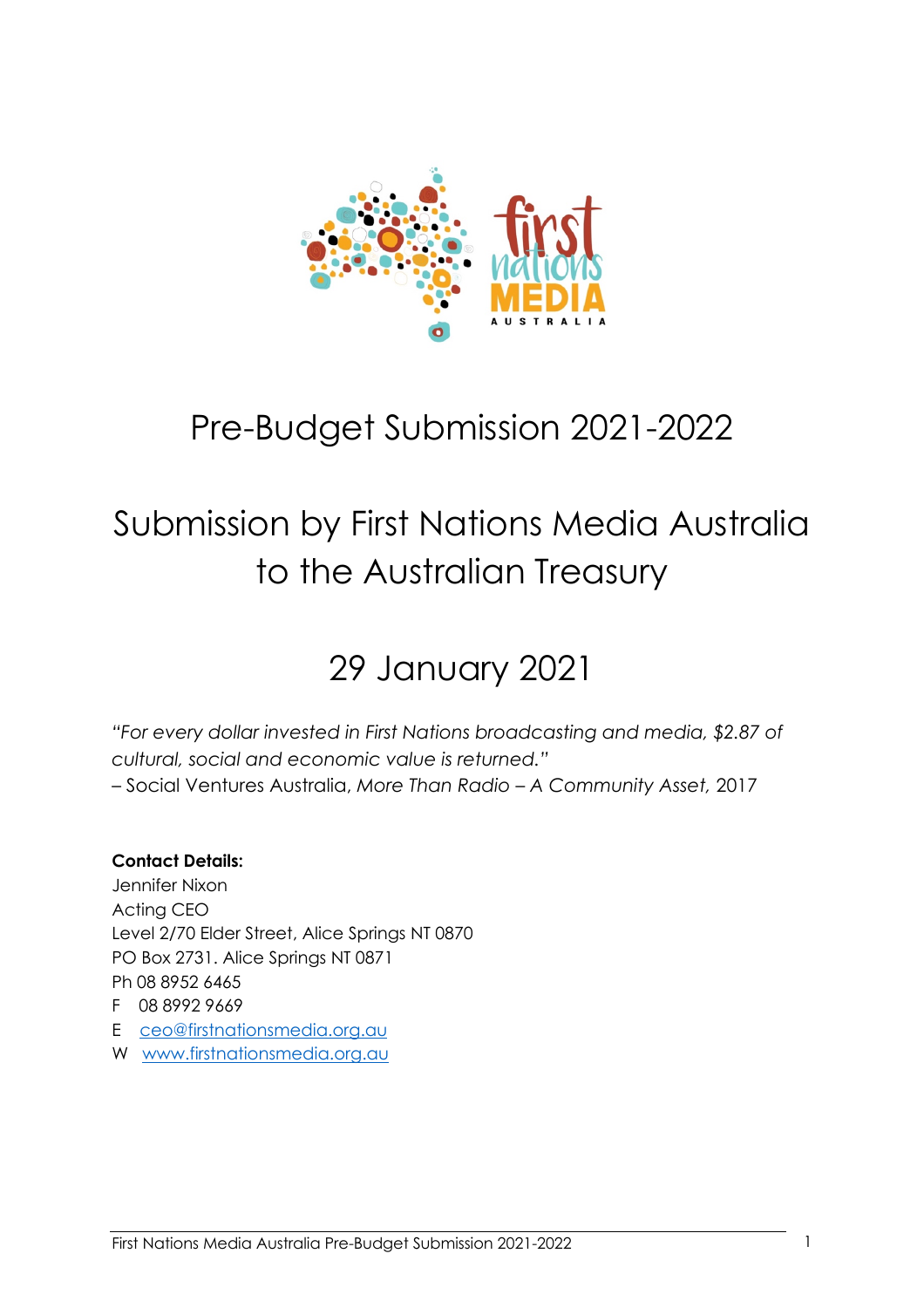# Pre-Budget Submission 2021-2022

# Submission by First Nations Media Australia to the Australian Treasury

## 29 January 2021

*"For every dollar invested in First Nations broadcasting and media, $2.87 of cultural, social and economic value is returned."*
– Social Ventures Australia, *More Than Radio – A Community Asset,* 2017

**Contact Details:**
Jennifer Nixon
Acting CEO
Level 2/70 Elder Street, Alice Springs NT 0870
PO Box 2731. Alice Springs NT 0871
Ph 08 8952 6465
F 08 8992 9669
E ceo@firstnationsmedia.org.au
W www.firstnationsmedia.org.au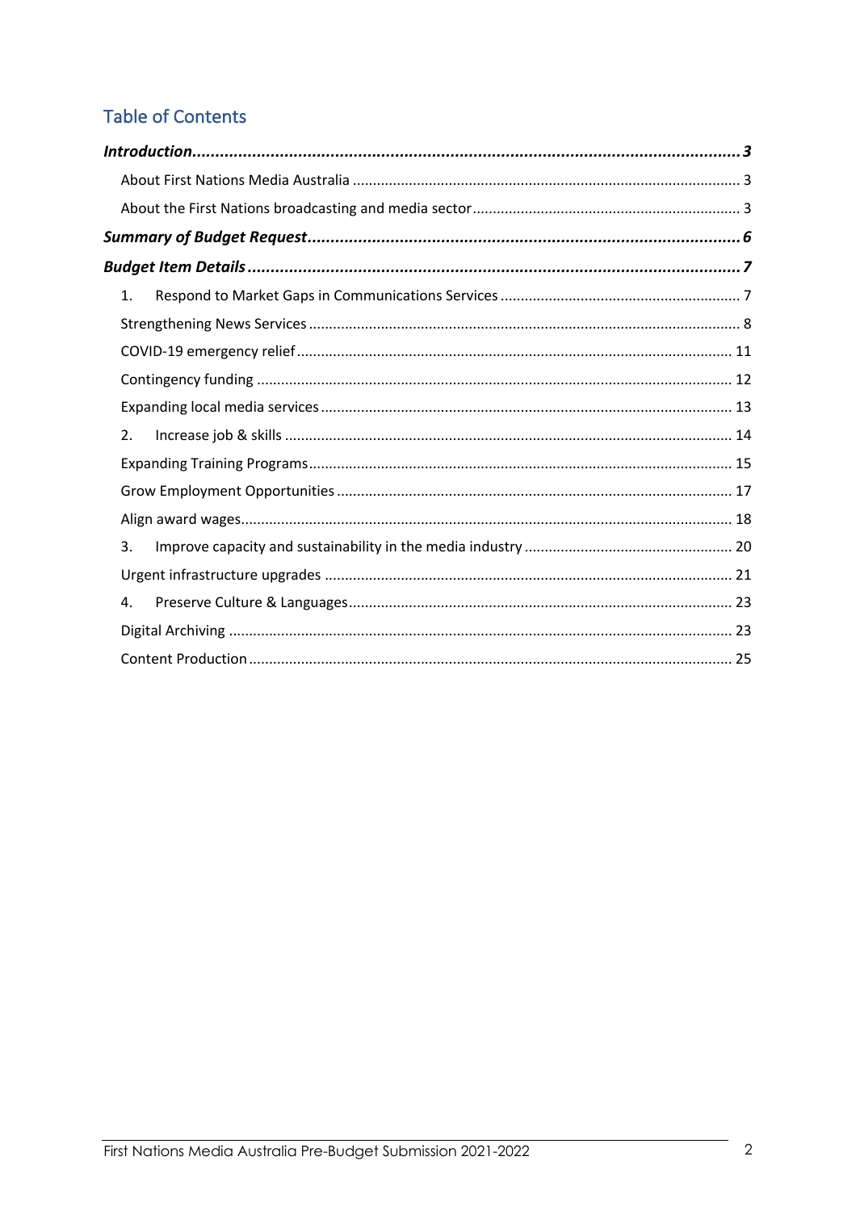## Table of Contents

***Introduction*** ........ **3**

- About First Nations Media Australia ........ 3
- About the First Nations broadcasting and media sector ........ 3

***Summary of Budget Request*** ........ **6**

***Budget Item Details*** ........ **7**

1. Respond to Market Gaps in Communications Services ........ 7
   - Strengthening News Services ........ 8
   - COVID-19 emergency relief ........ 11
   - Contingency funding ........ 12
   - Expanding local media services ........ 13
2. Increase job & skills ........ 14
   - Expanding Training Programs ........ 15
   - Grow Employment Opportunities ........ 17
   - Align award wages ........ 18
3. Improve capacity and sustainability in the media industry ........ 20
   - Urgent infrastructure upgrades ........ 21
4. Preserve Culture & Languages ........ 23
   - Digital Archiving ........ 23
   - Content Production ........ 25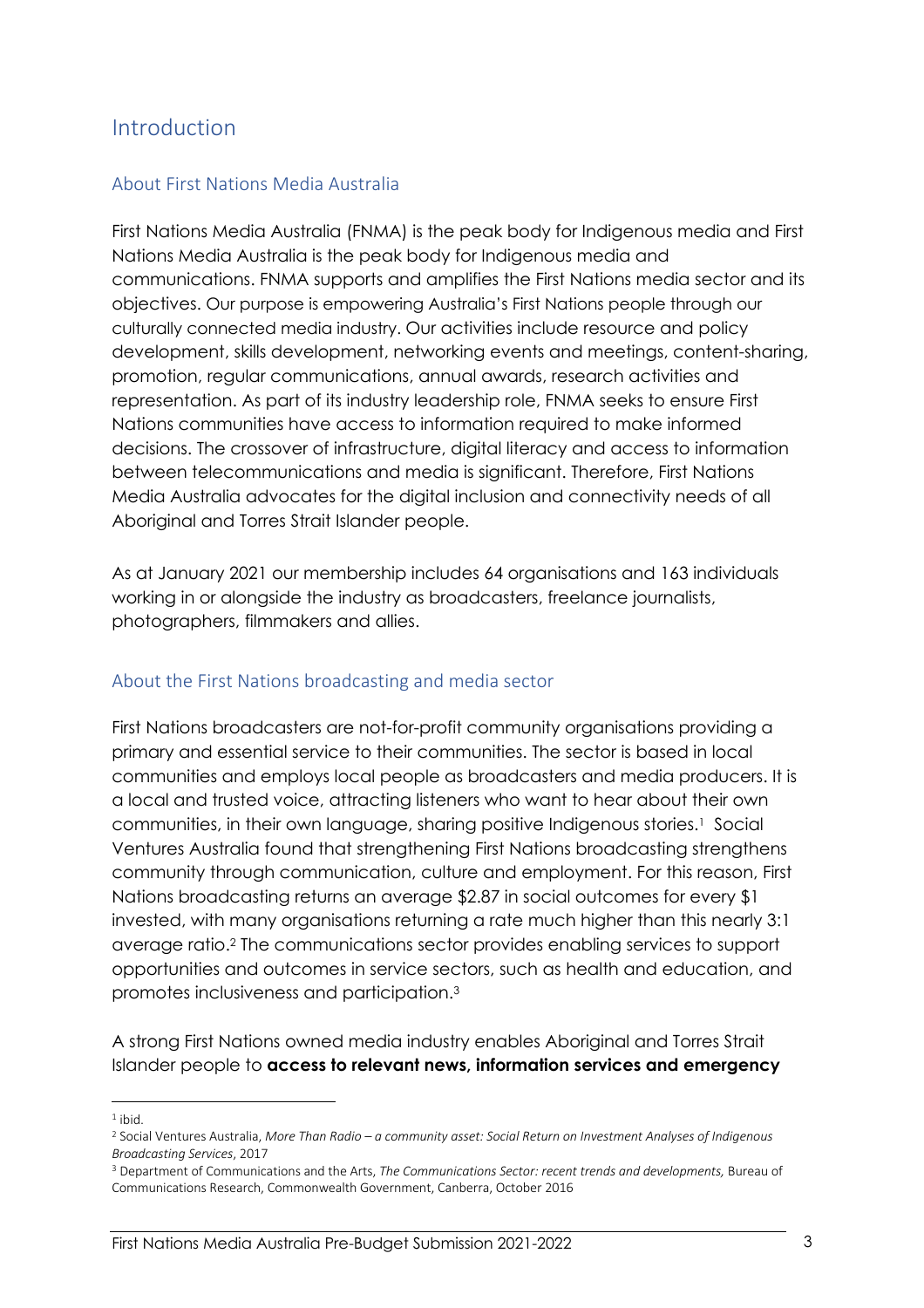# Introduction

## About First Nations Media Australia

First Nations Media Australia (FNMA) is the peak body for Indigenous media and First Nations Media Australia is the peak body for Indigenous media and communications. FNMA supports and amplifies the First Nations media sector and its objectives. Our purpose is empowering Australia's First Nations people through our culturally connected media industry. Our activities include resource and policy development, skills development, networking events and meetings, content-sharing, promotion, regular communications, annual awards, research activities and representation. As part of its industry leadership role, FNMA seeks to ensure First Nations communities have access to information required to make informed decisions. The crossover of infrastructure, digital literacy and access to information between telecommunications and media is significant. Therefore, First Nations Media Australia advocates for the digital inclusion and connectivity needs of all Aboriginal and Torres Strait Islander people.

As at January 2021 our membership includes 64 organisations and 163 individuals working in or alongside the industry as broadcasters, freelance journalists, photographers, filmmakers and allies.

## About the First Nations broadcasting and media sector

First Nations broadcasters are not-for-profit community organisations providing a primary and essential service to their communities. The sector is based in local communities and employs local people as broadcasters and media producers. It is a local and trusted voice, attracting listeners who want to hear about their own communities, in their own language, sharing positive Indigenous stories.[1] Social Ventures Australia found that strengthening First Nations broadcasting strengthens community through communication, culture and employment. For this reason, First Nations broadcasting returns an average $2.87 in social outcomes for every $1 invested, with many organisations returning a rate much higher than this nearly 3:1 average ratio.[2] The communications sector provides enabling services to support opportunities and outcomes in service sectors, such as health and education, and promotes inclusiveness and participation.[3]

A strong First Nations owned media industry enables Aboriginal and Torres Strait Islander people to **access to relevant news, information services and emergency**

---

[1] ibid.

[2] Social Ventures Australia, *More Than Radio – a community asset: Social Return on Investment Analyses of Indigenous Broadcasting Services*, 2017

[3] Department of Communications and the Arts, *The Communications Sector: recent trends and developments,* Bureau of Communications Research, Commonwealth Government, Canberra, October 2016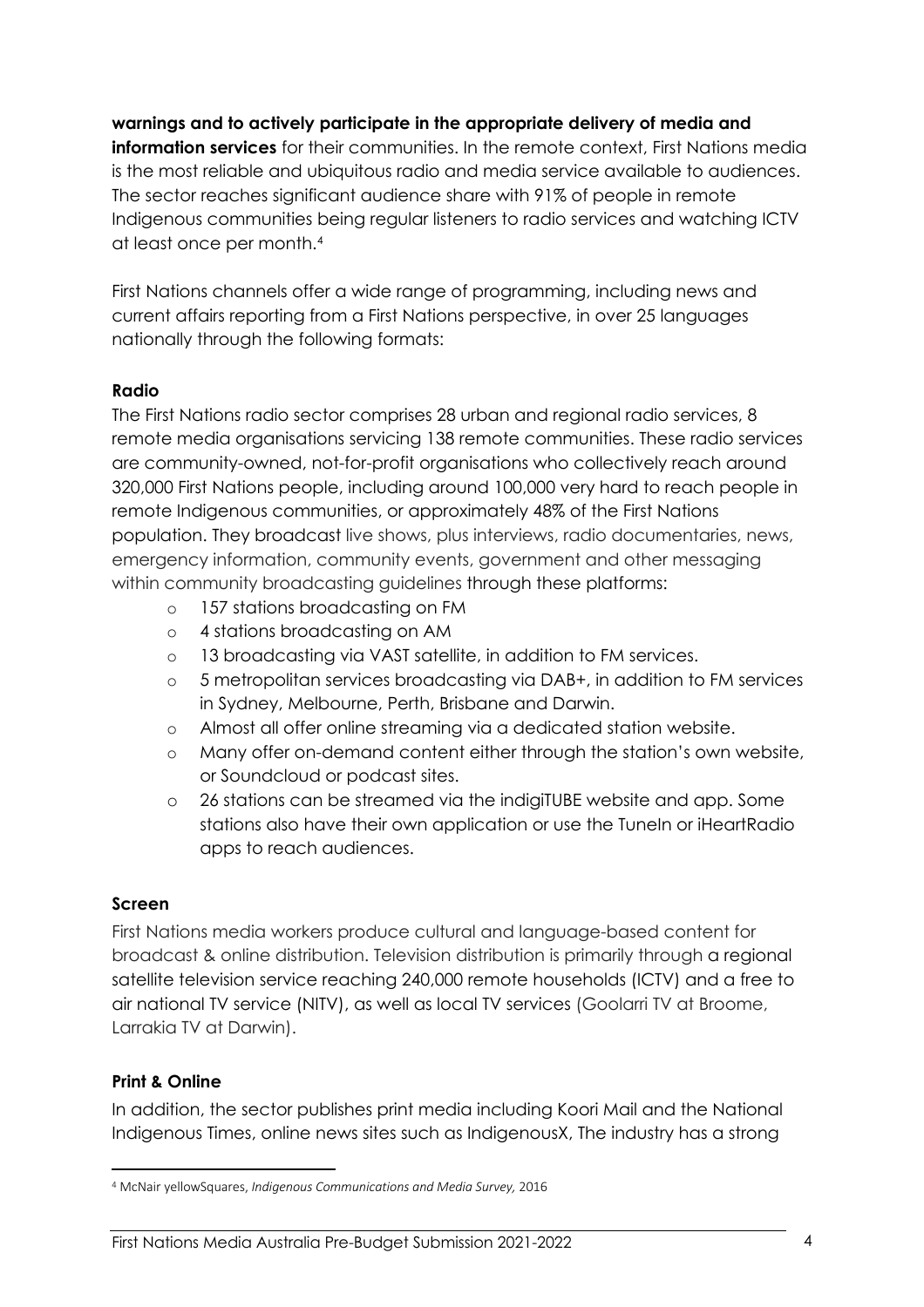**warnings and to actively participate in the appropriate delivery of media and information services** for their communities. In the remote context, First Nations media is the most reliable and ubiquitous radio and media service available to audiences. The sector reaches significant audience share with 91% of people in remote Indigenous communities being regular listeners to radio services and watching ICTV at least once per month.[4]

First Nations channels offer a wide range of programming, including news and current affairs reporting from a First Nations perspective, in over 25 languages nationally through the following formats:

**Radio**

The First Nations radio sector comprises 28 urban and regional radio services, 8 remote media organisations servicing 138 remote communities. These radio services are community-owned, not-for-profit organisations who collectively reach around 320,000 First Nations people, including around 100,000 very hard to reach people in remote Indigenous communities, or approximately 48% of the First Nations population. They broadcast live shows, plus interviews, radio documentaries, news, emergency information, community events, government and other messaging within community broadcasting guidelines through these platforms:

- 157 stations broadcasting on FM
- 4 stations broadcasting on AM
- 13 broadcasting via VAST satellite, in addition to FM services.
- 5 metropolitan services broadcasting via DAB+, in addition to FM services in Sydney, Melbourne, Perth, Brisbane and Darwin.
- Almost all offer online streaming via a dedicated station website.
- Many offer on-demand content either through the station's own website, or Soundcloud or podcast sites.
- 26 stations can be streamed via the indigiTUBE website and app. Some stations also have their own application or use the TuneIn or iHeartRadio apps to reach audiences.

**Screen**

First Nations media workers produce cultural and language-based content for broadcast & online distribution. Television distribution is primarily through a regional satellite television service reaching 240,000 remote households (ICTV) and a free to air national TV service (NITV), as well as local TV services (Goolarri TV at Broome, Larrakia TV at Darwin).

**Print & Online**

In addition, the sector publishes print media including Koori Mail and the National Indigenous Times, online news sites such as IndigenousX, The industry has a strong

[4] McNair yellowSquares, *Indigenous Communications and Media Survey,* 2016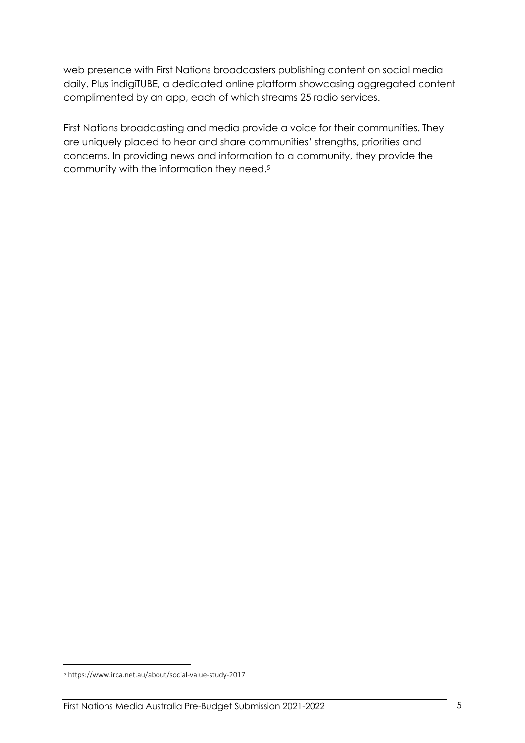web presence with First Nations broadcasters publishing content on social media daily. Plus indigiTUBE, a dedicated online platform showcasing aggregated content complimented by an app, each of which streams 25 radio services.

First Nations broadcasting and media provide a voice for their communities. They are uniquely placed to hear and share communities' strengths, priorities and concerns. In providing news and information to a community, they provide the community with the information they need.[5]

---

[5] https://www.irca.net.au/about/social-value-study-2017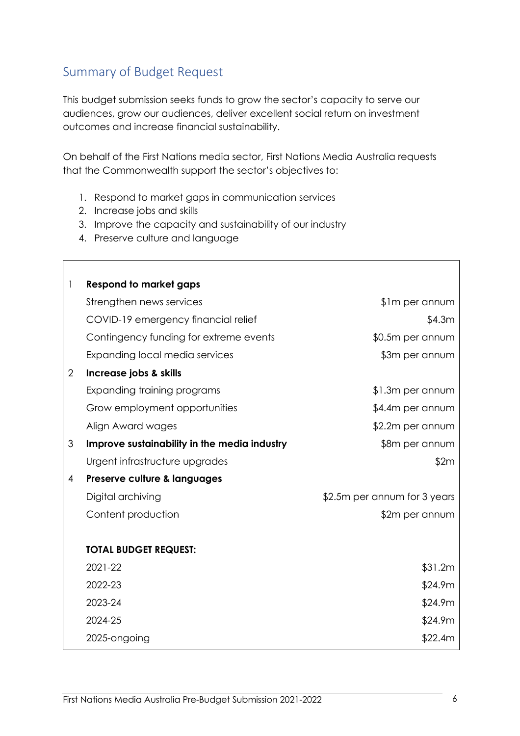## Summary of Budget Request

This budget submission seeks funds to grow the sector's capacity to serve our audiences, grow our audiences, deliver excellent social return on investment outcomes and increase financial sustainability.

On behalf of the First Nations media sector, First Nations Media Australia requests that the Commonwealth support the sector's objectives to:

1. Respond to market gaps in communication services
2. Increase jobs and skills
3. Improve the capacity and sustainability of our industry
4. Preserve culture and language

| | | |
|---|---|---|
| 1 | **Respond to market gaps** | |
| | Strengthen news services | $1m per annum |
| | COVID-19 emergency financial relief | $4.3m |
| | Contingency funding for extreme events | $0.5m per annum |
| | Expanding local media services | $3m per annum |
| 2 | **Increase jobs & skills** | |
| | Expanding training programs | $1.3m per annum |
| | Grow employment opportunities | $4.4m per annum |
| | Align Award wages | $2.2m per annum |
| 3 | **Improve sustainability in the media industry** | $8m per annum |
| | Urgent infrastructure upgrades | $2m |
| 4 | **Preserve culture & languages** | |
| | Digital archiving | $2.5m per annum for 3 years |
| | Content production | $2m per annum |
| | **TOTAL BUDGET REQUEST:** | |
| | 2021-22 | $31.2m |
| | 2022-23 | $24.9m |
| | 2023-24 | $24.9m |
| | 2024-25 | $24.9m |
| | 2025-ongoing | $22.4m |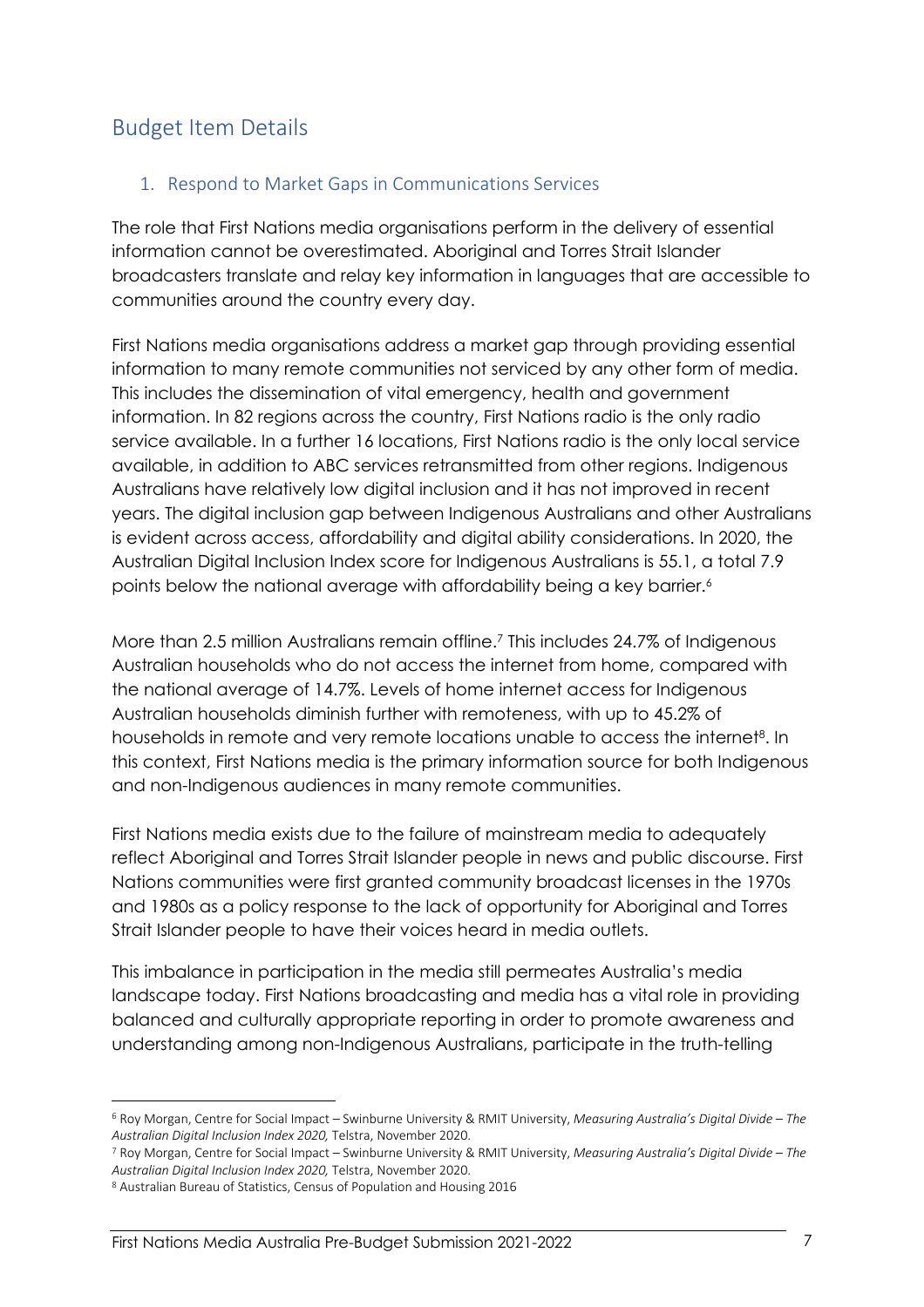## Budget Item Details

### 1. Respond to Market Gaps in Communications Services

The role that First Nations media organisations perform in the delivery of essential information cannot be overestimated. Aboriginal and Torres Strait Islander broadcasters translate and relay key information in languages that are accessible to communities around the country every day.

First Nations media organisations address a market gap through providing essential information to many remote communities not serviced by any other form of media. This includes the dissemination of vital emergency, health and government information. In 82 regions across the country, First Nations radio is the only radio service available. In a further 16 locations, First Nations radio is the only local service available, in addition to ABC services retransmitted from other regions. Indigenous Australians have relatively low digital inclusion and it has not improved in recent years. The digital inclusion gap between Indigenous Australians and other Australians is evident across access, affordability and digital ability considerations. In 2020, the Australian Digital Inclusion Index score for Indigenous Australians is 55.1, a total 7.9 points below the national average with affordability being a key barrier.[6]

More than 2.5 million Australians remain offline.[7] This includes 24.7% of Indigenous Australian households who do not access the internet from home, compared with the national average of 14.7%. Levels of home internet access for Indigenous Australian households diminish further with remoteness, with up to 45.2% of households in remote and very remote locations unable to access the internet[8]. In this context, First Nations media is the primary information source for both Indigenous and non-Indigenous audiences in many remote communities.

First Nations media exists due to the failure of mainstream media to adequately reflect Aboriginal and Torres Strait Islander people in news and public discourse. First Nations communities were first granted community broadcast licenses in the 1970s and 1980s as a policy response to the lack of opportunity for Aboriginal and Torres Strait Islander people to have their voices heard in media outlets.

This imbalance in participation in the media still permeates Australia's media landscape today. First Nations broadcasting and media has a vital role in providing balanced and culturally appropriate reporting in order to promote awareness and understanding among non-Indigenous Australians, participate in the truth-telling

---

[6] Roy Morgan, Centre for Social Impact – Swinburne University & RMIT University, *Measuring Australia's Digital Divide – The Australian Digital Inclusion Index 2020,* Telstra, November 2020.

[7] Roy Morgan, Centre for Social Impact – Swinburne University & RMIT University, *Measuring Australia's Digital Divide – The Australian Digital Inclusion Index 2020,* Telstra, November 2020.

[8] Australian Bureau of Statistics, Census of Population and Housing 2016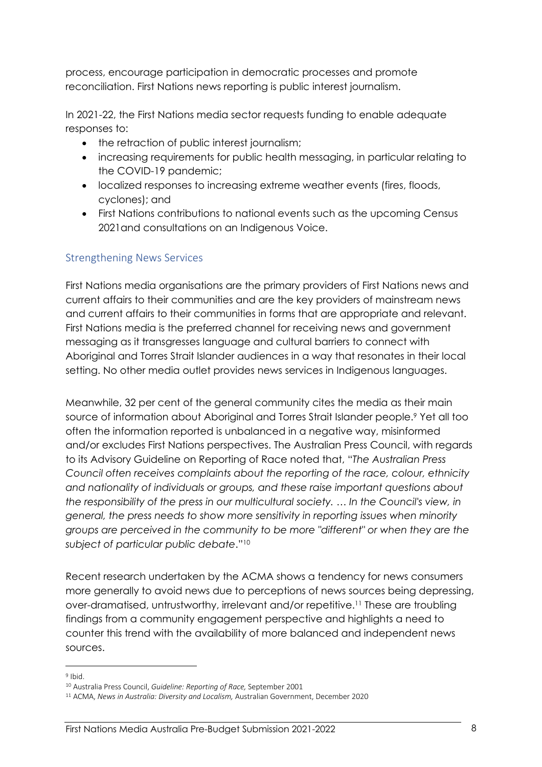process, encourage participation in democratic processes and promote reconciliation. First Nations news reporting is public interest journalism.

In 2021-22, the First Nations media sector requests funding to enable adequate responses to:

- the retraction of public interest journalism;
- increasing requirements for public health messaging, in particular relating to the COVID-19 pandemic;
- localized responses to increasing extreme weather events (fires, floods, cyclones); and
- First Nations contributions to national events such as the upcoming Census 2021and consultations on an Indigenous Voice.

## Strengthening News Services

First Nations media organisations are the primary providers of First Nations news and current affairs to their communities and are the key providers of mainstream news and current affairs to their communities in forms that are appropriate and relevant. First Nations media is the preferred channel for receiving news and government messaging as it transgresses language and cultural barriers to connect with Aboriginal and Torres Strait Islander audiences in a way that resonates in their local setting. No other media outlet provides news services in Indigenous languages.

Meanwhile, 32 per cent of the general community cites the media as their main source of information about Aboriginal and Torres Strait Islander people.[9] Yet all too often the information reported is unbalanced in a negative way, misinformed and/or excludes First Nations perspectives. The Australian Press Council, with regards to its Advisory Guideline on Reporting of Race noted that, "*The Australian Press Council often receives complaints about the reporting of the race, colour, ethnicity and nationality of individuals or groups, and these raise important questions about the responsibility of the press in our multicultural society. … In the Council's view, in general, the press needs to show more sensitivity in reporting issues when minority groups are perceived in the community to be more "different" or when they are the subject of particular public debate*."[10]

Recent research undertaken by the ACMA shows a tendency for news consumers more generally to avoid news due to perceptions of news sources being depressing, over-dramatised, untrustworthy, irrelevant and/or repetitive.[11] These are troubling findings from a community engagement perspective and highlights a need to counter this trend with the availability of more balanced and independent news sources.

---

[9] Ibid.

[10] Australia Press Council, *Guideline: Reporting of Race,* September 2001

[11] ACMA, *News in Australia: Diversity and Localism,* Australian Government, December 2020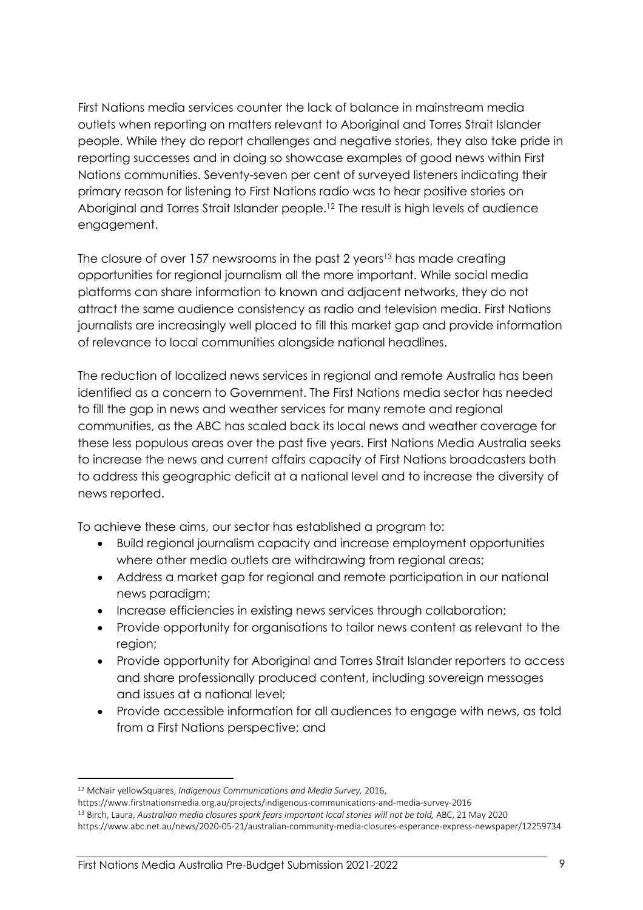First Nations media services counter the lack of balance in mainstream media outlets when reporting on matters relevant to Aboriginal and Torres Strait Islander people. While they do report challenges and negative stories, they also take pride in reporting successes and in doing so showcase examples of good news within First Nations communities. Seventy-seven per cent of surveyed listeners indicating their primary reason for listening to First Nations radio was to hear positive stories on Aboriginal and Torres Strait Islander people.[12] The result is high levels of audience engagement.

The closure of over 157 newsrooms in the past 2 years[13] has made creating opportunities for regional journalism all the more important. While social media platforms can share information to known and adjacent networks, they do not attract the same audience consistency as radio and television media. First Nations journalists are increasingly well placed to fill this market gap and provide information of relevance to local communities alongside national headlines.

The reduction of localized news services in regional and remote Australia has been identified as a concern to Government. The First Nations media sector has needed to fill the gap in news and weather services for many remote and regional communities, as the ABC has scaled back its local news and weather coverage for these less populous areas over the past five years. First Nations Media Australia seeks to increase the news and current affairs capacity of First Nations broadcasters both to address this geographic deficit at a national level and to increase the diversity of news reported.

To achieve these aims, our sector has established a program to:

- Build regional journalism capacity and increase employment opportunities where other media outlets are withdrawing from regional areas;
- Address a market gap for regional and remote participation in our national news paradigm;
- Increase efficiencies in existing news services through collaboration;
- Provide opportunity for organisations to tailor news content as relevant to the region;
- Provide opportunity for Aboriginal and Torres Strait Islander reporters to access and share professionally produced content, including sovereign messages and issues at a national level;
- Provide accessible information for all audiences to engage with news, as told from a First Nations perspective; and

---

[12] McNair yellowSquares, *Indigenous Communications and Media Survey,* 2016, https://www.firstnationsmedia.org.au/projects/indigenous-communications-and-media-survey-2016

[13] Birch, Laura, *Australian media closures spark fears important local stories will not be told,* ABC, 21 May 2020 https://www.abc.net.au/news/2020-05-21/australian-community-media-closures-esperance-express-newspaper/12259734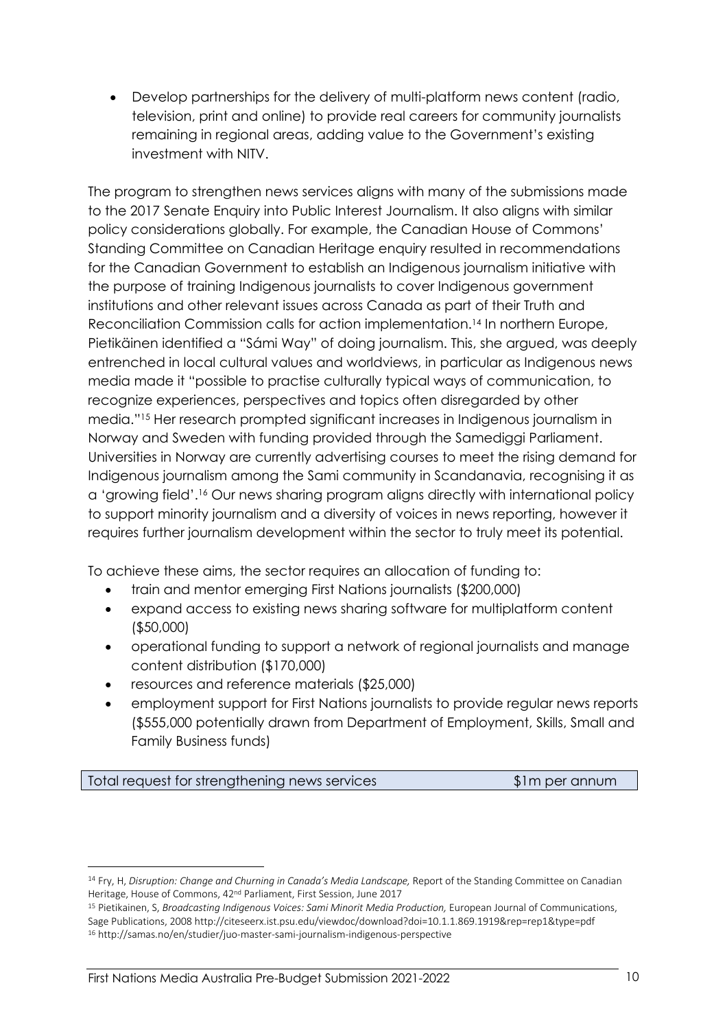- Develop partnerships for the delivery of multi-platform news content (radio, television, print and online) to provide real careers for community journalists remaining in regional areas, adding value to the Government's existing investment with NITV.

The program to strengthen news services aligns with many of the submissions made to the 2017 Senate Enquiry into Public Interest Journalism. It also aligns with similar policy considerations globally. For example, the Canadian House of Commons' Standing Committee on Canadian Heritage enquiry resulted in recommendations for the Canadian Government to establish an Indigenous journalism initiative with the purpose of training Indigenous journalists to cover Indigenous government institutions and other relevant issues across Canada as part of their Truth and Reconciliation Commission calls for action implementation.[14] In northern Europe, Pietikäinen identified a "Sámi Way" of doing journalism. This, she argued, was deeply entrenched in local cultural values and worldviews, in particular as Indigenous news media made it "possible to practise culturally typical ways of communication, to recognize experiences, perspectives and topics often disregarded by other media."[15] Her research prompted significant increases in Indigenous journalism in Norway and Sweden with funding provided through the Samediggi Parliament. Universities in Norway are currently advertising courses to meet the rising demand for Indigenous journalism among the Sami community in Scandanavia, recognising it as a 'growing field'.[16] Our news sharing program aligns directly with international policy to support minority journalism and a diversity of voices in news reporting, however it requires further journalism development within the sector to truly meet its potential.

To achieve these aims, the sector requires an allocation of funding to:

- train and mentor emerging First Nations journalists ($200,000)
- expand access to existing news sharing software for multiplatform content ($50,000)
- operational funding to support a network of regional journalists and manage content distribution ($170,000)
- resources and reference materials ($25,000)
- employment support for First Nations journalists to provide regular news reports ($555,000 potentially drawn from Department of Employment, Skills, Small and Family Business funds)

| | |
|---|---|
| Total request for strengthening news services | $1m per annum |

[14] Fry, H, *Disruption: Change and Churning in Canada's Media Landscape,* Report of the Standing Committee on Canadian Heritage, House of Commons, 42nd Parliament, First Session, June 2017

[15] Pietikainen, S, *Broadcasting Indigenous Voices: Sami Minorit Media Production,* European Journal of Communications, Sage Publications, 2008 http://citeseerx.ist.psu.edu/viewdoc/download?doi=10.1.1.869.1919&rep=rep1&type=pdf

[16] http://samas.no/en/studier/juo-master-sami-journalism-indigenous-perspective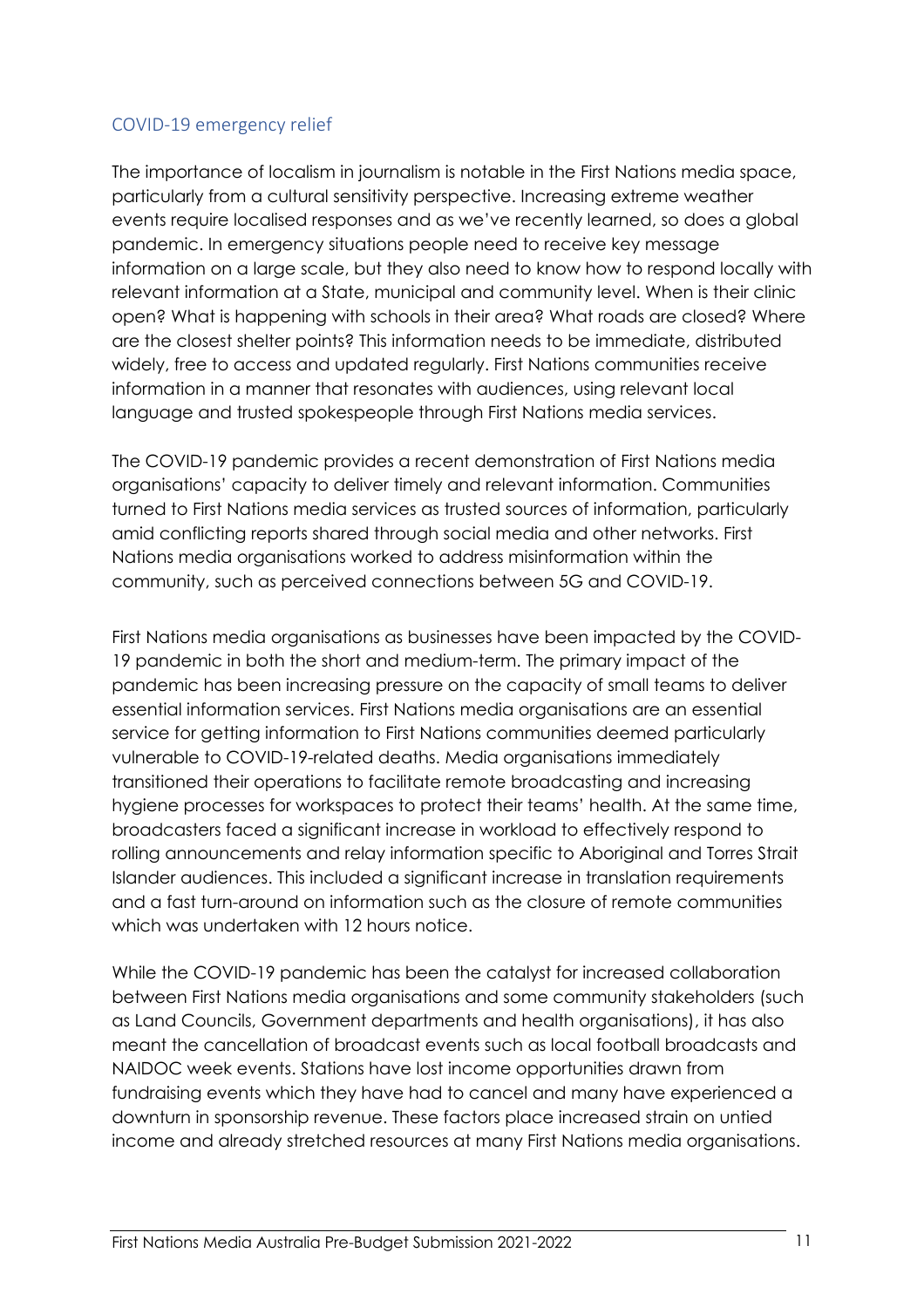## COVID-19 emergency relief

The importance of localism in journalism is notable in the First Nations media space, particularly from a cultural sensitivity perspective. Increasing extreme weather events require localised responses and as we've recently learned, so does a global pandemic. In emergency situations people need to receive key message information on a large scale, but they also need to know how to respond locally with relevant information at a State, municipal and community level. When is their clinic open? What is happening with schools in their area? What roads are closed? Where are the closest shelter points? This information needs to be immediate, distributed widely, free to access and updated regularly. First Nations communities receive information in a manner that resonates with audiences, using relevant local language and trusted spokespeople through First Nations media services.

The COVID-19 pandemic provides a recent demonstration of First Nations media organisations' capacity to deliver timely and relevant information. Communities turned to First Nations media services as trusted sources of information, particularly amid conflicting reports shared through social media and other networks. First Nations media organisations worked to address misinformation within the community, such as perceived connections between 5G and COVID-19.

First Nations media organisations as businesses have been impacted by the COVID-19 pandemic in both the short and medium-term. The primary impact of the pandemic has been increasing pressure on the capacity of small teams to deliver essential information services. First Nations media organisations are an essential service for getting information to First Nations communities deemed particularly vulnerable to COVID-19-related deaths. Media organisations immediately transitioned their operations to facilitate remote broadcasting and increasing hygiene processes for workspaces to protect their teams' health. At the same time, broadcasters faced a significant increase in workload to effectively respond to rolling announcements and relay information specific to Aboriginal and Torres Strait Islander audiences. This included a significant increase in translation requirements and a fast turn-around on information such as the closure of remote communities which was undertaken with 12 hours notice.

While the COVID-19 pandemic has been the catalyst for increased collaboration between First Nations media organisations and some community stakeholders (such as Land Councils, Government departments and health organisations), it has also meant the cancellation of broadcast events such as local football broadcasts and NAIDOC week events. Stations have lost income opportunities drawn from fundraising events which they have had to cancel and many have experienced a downturn in sponsorship revenue. These factors place increased strain on untied income and already stretched resources at many First Nations media organisations.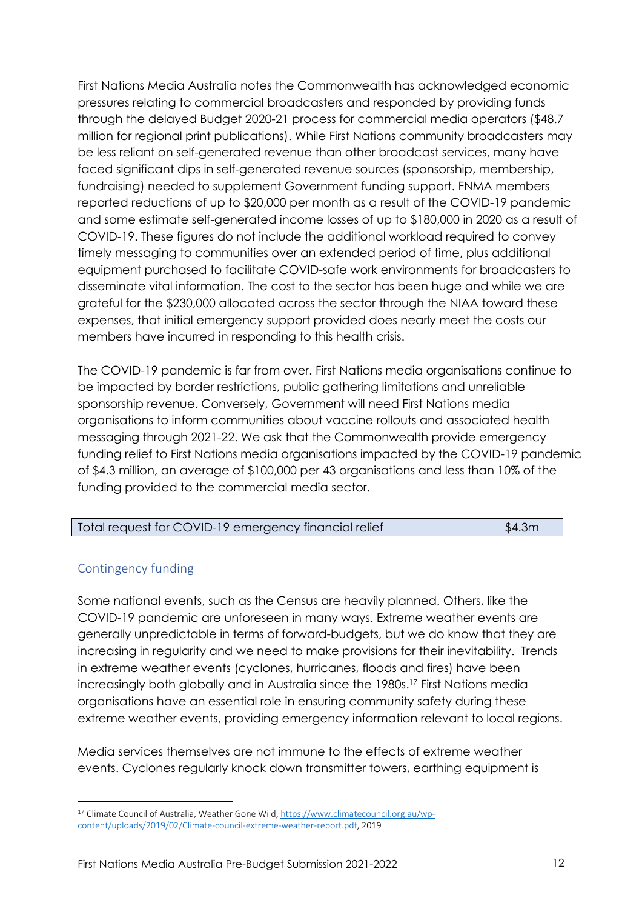First Nations Media Australia notes the Commonwealth has acknowledged economic pressures relating to commercial broadcasters and responded by providing funds through the delayed Budget 2020-21 process for commercial media operators ($48.7 million for regional print publications). While First Nations community broadcasters may be less reliant on self-generated revenue than other broadcast services, many have faced significant dips in self-generated revenue sources (sponsorship, membership, fundraising) needed to supplement Government funding support. FNMA members reported reductions of up to $20,000 per month as a result of the COVID-19 pandemic and some estimate self-generated income losses of up to $180,000 in 2020 as a result of COVID-19. These figures do not include the additional workload required to convey timely messaging to communities over an extended period of time, plus additional equipment purchased to facilitate COVID-safe work environments for broadcasters to disseminate vital information. The cost to the sector has been huge and while we are grateful for the $230,000 allocated across the sector through the NIAA toward these expenses, that initial emergency support provided does nearly meet the costs our members have incurred in responding to this health crisis.

The COVID-19 pandemic is far from over. First Nations media organisations continue to be impacted by border restrictions, public gathering limitations and unreliable sponsorship revenue. Conversely, Government will need First Nations media organisations to inform communities about vaccine rollouts and associated health messaging through 2021-22. We ask that the Commonwealth provide emergency funding relief to First Nations media organisations impacted by the COVID-19 pandemic of $4.3 million, an average of $100,000 per 43 organisations and less than 10% of the funding provided to the commercial media sector.

| | |
|---|---|
| Total request for COVID-19 emergency financial relief | $4.3m |

## Contingency funding

Some national events, such as the Census are heavily planned. Others, like the COVID-19 pandemic are unforeseen in many ways. Extreme weather events are generally unpredictable in terms of forward-budgets, but we do know that they are increasing in regularity and we need to make provisions for their inevitability. Trends in extreme weather events (cyclones, hurricanes, floods and fires) have been increasingly both globally and in Australia since the 1980s.[17] First Nations media organisations have an essential role in ensuring community safety during these extreme weather events, providing emergency information relevant to local regions.

Media services themselves are not immune to the effects of extreme weather events. Cyclones regularly knock down transmitter towers, earthing equipment is

[17] Climate Council of Australia, Weather Gone Wild, https://www.climatecouncil.org.au/wp-content/uploads/2019/02/Climate-council-extreme-weather-report.pdf, 2019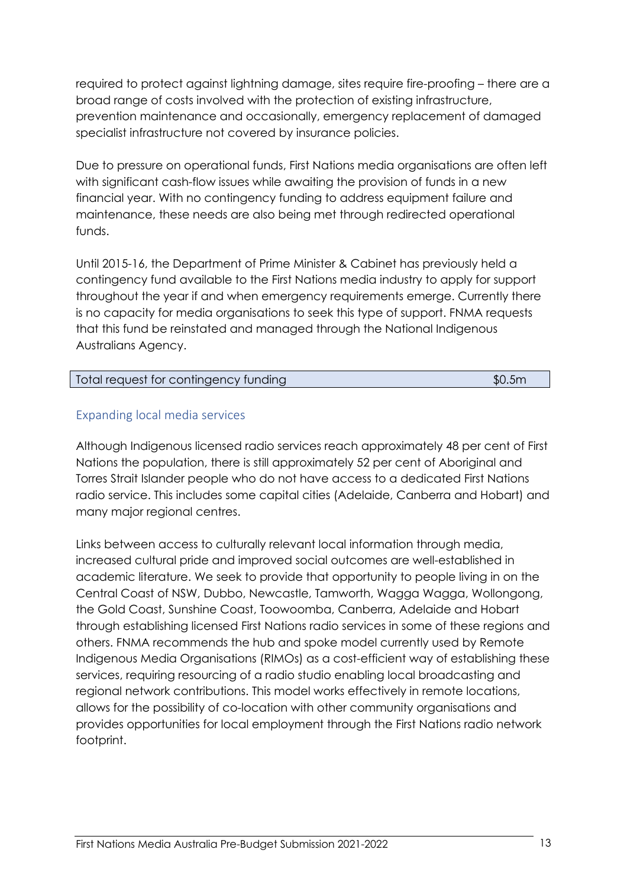required to protect against lightning damage, sites require fire-proofing – there are a broad range of costs involved with the protection of existing infrastructure, prevention maintenance and occasionally, emergency replacement of damaged specialist infrastructure not covered by insurance policies.

Due to pressure on operational funds, First Nations media organisations are often left with significant cash-flow issues while awaiting the provision of funds in a new financial year. With no contingency funding to address equipment failure and maintenance, these needs are also being met through redirected operational funds.

Until 2015-16, the Department of Prime Minister & Cabinet has previously held a contingency fund available to the First Nations media industry to apply for support throughout the year if and when emergency requirements emerge. Currently there is no capacity for media organisations to seek this type of support. FNMA requests that this fund be reinstated and managed through the National Indigenous Australians Agency.

| | |
|---|---|
| Total request for contingency funding | $0.5m |

### Expanding local media services

Although Indigenous licensed radio services reach approximately 48 per cent of First Nations the population, there is still approximately 52 per cent of Aboriginal and Torres Strait Islander people who do not have access to a dedicated First Nations radio service. This includes some capital cities (Adelaide, Canberra and Hobart) and many major regional centres.

Links between access to culturally relevant local information through media, increased cultural pride and improved social outcomes are well-established in academic literature. We seek to provide that opportunity to people living in on the Central Coast of NSW, Dubbo, Newcastle, Tamworth, Wagga Wagga, Wollongong, the Gold Coast, Sunshine Coast, Toowoomba, Canberra, Adelaide and Hobart through establishing licensed First Nations radio services in some of these regions and others. FNMA recommends the hub and spoke model currently used by Remote Indigenous Media Organisations (RIMOs) as a cost-efficient way of establishing these services, requiring resourcing of a radio studio enabling local broadcasting and regional network contributions. This model works effectively in remote locations, allows for the possibility of co-location with other community organisations and provides opportunities for local employment through the First Nations radio network footprint.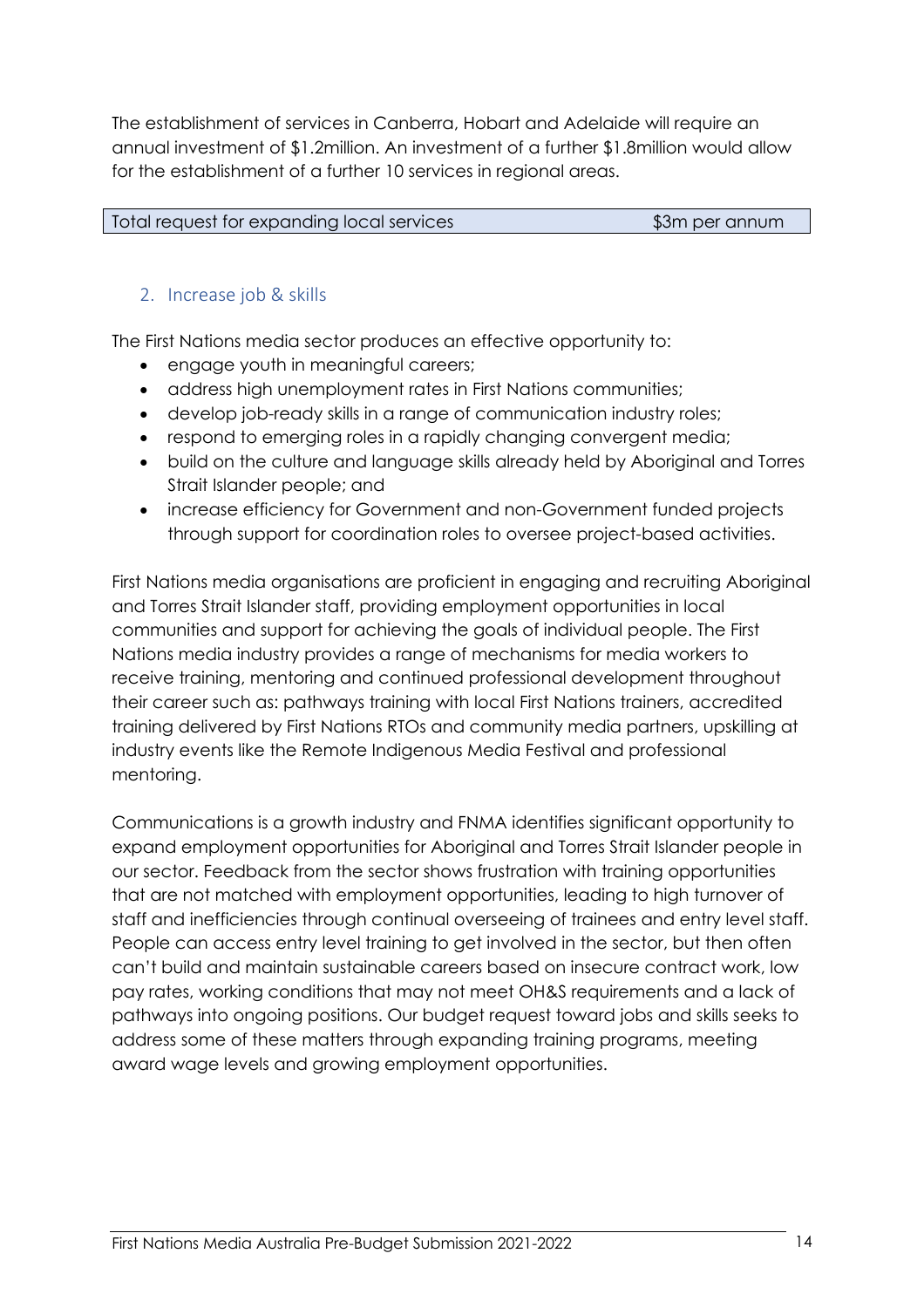The establishment of services in Canberra, Hobart and Adelaide will require an annual investment of $1.2million. An investment of a further $1.8million would allow for the establishment of a further 10 services in regional areas.

| Total request for expanding local services | $3m per annum |
| --- | --- |

## 2. Increase job & skills

The First Nations media sector produces an effective opportunity to:

- engage youth in meaningful careers;
- address high unemployment rates in First Nations communities;
- develop job-ready skills in a range of communication industry roles;
- respond to emerging roles in a rapidly changing convergent media;
- build on the culture and language skills already held by Aboriginal and Torres Strait Islander people; and
- increase efficiency for Government and non-Government funded projects through support for coordination roles to oversee project-based activities.

First Nations media organisations are proficient in engaging and recruiting Aboriginal and Torres Strait Islander staff, providing employment opportunities in local communities and support for achieving the goals of individual people. The First Nations media industry provides a range of mechanisms for media workers to receive training, mentoring and continued professional development throughout their career such as: pathways training with local First Nations trainers, accredited training delivered by First Nations RTOs and community media partners, upskilling at industry events like the Remote Indigenous Media Festival and professional mentoring.

Communications is a growth industry and FNMA identifies significant opportunity to expand employment opportunities for Aboriginal and Torres Strait Islander people in our sector. Feedback from the sector shows frustration with training opportunities that are not matched with employment opportunities, leading to high turnover of staff and inefficiencies through continual overseeing of trainees and entry level staff. People can access entry level training to get involved in the sector, but then often can't build and maintain sustainable careers based on insecure contract work, low pay rates, working conditions that may not meet OH&S requirements and a lack of pathways into ongoing positions. Our budget request toward jobs and skills seeks to address some of these matters through expanding training programs, meeting award wage levels and growing employment opportunities.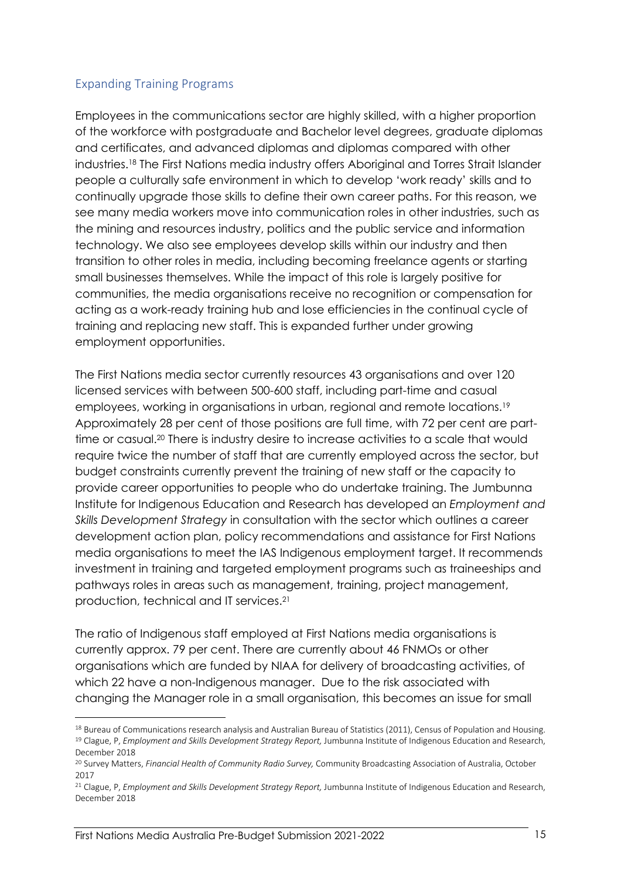## Expanding Training Programs

Employees in the communications sector are highly skilled, with a higher proportion of the workforce with postgraduate and Bachelor level degrees, graduate diplomas and certificates, and advanced diplomas and diplomas compared with other industries.[18] The First Nations media industry offers Aboriginal and Torres Strait Islander people a culturally safe environment in which to develop 'work ready' skills and to continually upgrade those skills to define their own career paths. For this reason, we see many media workers move into communication roles in other industries, such as the mining and resources industry, politics and the public service and information technology. We also see employees develop skills within our industry and then transition to other roles in media, including becoming freelance agents or starting small businesses themselves. While the impact of this role is largely positive for communities, the media organisations receive no recognition or compensation for acting as a work-ready training hub and lose efficiencies in the continual cycle of training and replacing new staff. This is expanded further under growing employment opportunities.

The First Nations media sector currently resources 43 organisations and over 120 licensed services with between 500-600 staff, including part-time and casual employees, working in organisations in urban, regional and remote locations.[19] Approximately 28 per cent of those positions are full time, with 72 per cent are part-time or casual.[20] There is industry desire to increase activities to a scale that would require twice the number of staff that are currently employed across the sector, but budget constraints currently prevent the training of new staff or the capacity to provide career opportunities to people who do undertake training. The Jumbunna Institute for Indigenous Education and Research has developed an *Employment and Skills Development Strategy* in consultation with the sector which outlines a career development action plan, policy recommendations and assistance for First Nations media organisations to meet the IAS Indigenous employment target. It recommends investment in training and targeted employment programs such as traineeships and pathways roles in areas such as management, training, project management, production, technical and IT services.[21]

The ratio of Indigenous staff employed at First Nations media organisations is currently approx. 79 per cent. There are currently about 46 FNMOs or other organisations which are funded by NIAA for delivery of broadcasting activities, of which 22 have a non-Indigenous manager. Due to the risk associated with changing the Manager role in a small organisation, this becomes an issue for small

---

[18] Bureau of Communications research analysis and Australian Bureau of Statistics (2011), Census of Population and Housing.

[19] Clague, P, *Employment and Skills Development Strategy Report,* Jumbunna Institute of Indigenous Education and Research, December 2018

[20] Survey Matters, *Financial Health of Community Radio Survey,* Community Broadcasting Association of Australia, October 2017

[21] Clague, P, *Employment and Skills Development Strategy Report,* Jumbunna Institute of Indigenous Education and Research, December 2018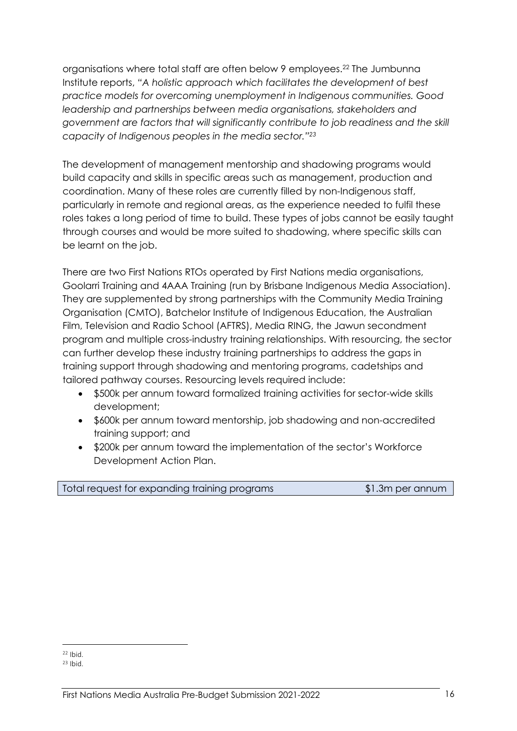organisations where total staff are often below 9 employees.[22] The Jumbunna Institute reports, "*A holistic approach which facilitates the development of best practice models for overcoming unemployment in Indigenous communities. Good leadership and partnerships between media organisations, stakeholders and government are factors that will significantly contribute to job readiness and the skill capacity of Indigenous peoples in the media sector.*"[23]

The development of management mentorship and shadowing programs would build capacity and skills in specific areas such as management, production and coordination. Many of these roles are currently filled by non-Indigenous staff, particularly in remote and regional areas, as the experience needed to fulfil these roles takes a long period of time to build. These types of jobs cannot be easily taught through courses and would be more suited to shadowing, where specific skills can be learnt on the job.

There are two First Nations RTOs operated by First Nations media organisations, Goolarri Training and 4AAA Training (run by Brisbane Indigenous Media Association). They are supplemented by strong partnerships with the Community Media Training Organisation (CMTO), Batchelor Institute of Indigenous Education, the Australian Film, Television and Radio School (AFTRS), Media RING, the Jawun secondment program and multiple cross-industry training relationships. With resourcing, the sector can further develop these industry training partnerships to address the gaps in training support through shadowing and mentoring programs, cadetships and tailored pathway courses. Resourcing levels required include:

- $500k per annum toward formalized training activities for sector-wide skills development;
- $600k per annum toward mentorship, job shadowing and non-accredited training support; and
- $200k per annum toward the implementation of the sector's Workforce Development Action Plan.

| | |
|---|---|
| Total request for expanding training programs | $1.3m per annum |

[22] Ibid.
[23] Ibid.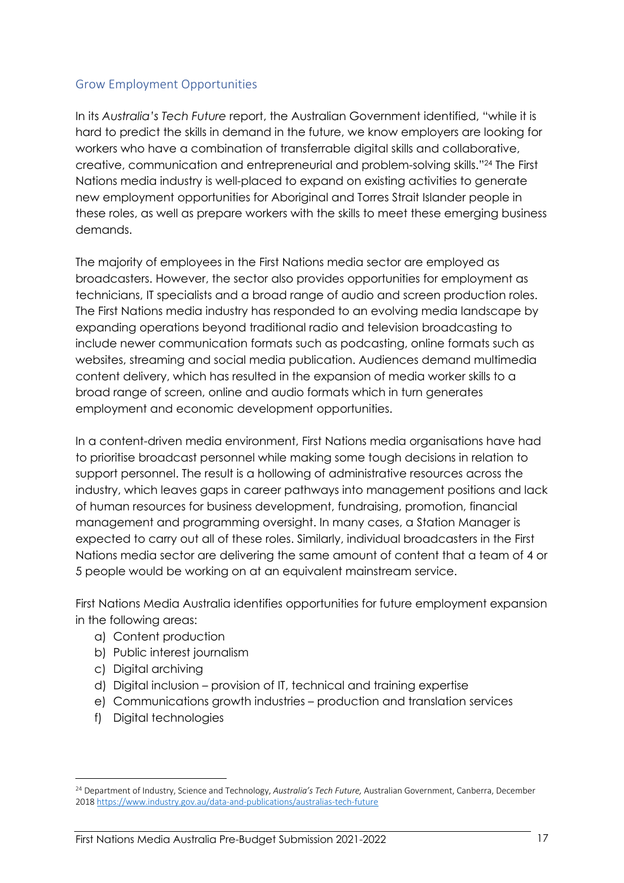## Grow Employment Opportunities

In its *Australia's Tech Future* report, the Australian Government identified, "while it is hard to predict the skills in demand in the future, we know employers are looking for workers who have a combination of transferrable digital skills and collaborative, creative, communication and entrepreneurial and problem-solving skills."[24] The First Nations media industry is well-placed to expand on existing activities to generate new employment opportunities for Aboriginal and Torres Strait Islander people in these roles, as well as prepare workers with the skills to meet these emerging business demands.

The majority of employees in the First Nations media sector are employed as broadcasters. However, the sector also provides opportunities for employment as technicians, IT specialists and a broad range of audio and screen production roles. The First Nations media industry has responded to an evolving media landscape by expanding operations beyond traditional radio and television broadcasting to include newer communication formats such as podcasting, online formats such as websites, streaming and social media publication. Audiences demand multimedia content delivery, which has resulted in the expansion of media worker skills to a broad range of screen, online and audio formats which in turn generates employment and economic development opportunities.

In a content-driven media environment, First Nations media organisations have had to prioritise broadcast personnel while making some tough decisions in relation to support personnel. The result is a hollowing of administrative resources across the industry, which leaves gaps in career pathways into management positions and lack of human resources for business development, fundraising, promotion, financial management and programming oversight. In many cases, a Station Manager is expected to carry out all of these roles. Similarly, individual broadcasters in the First Nations media sector are delivering the same amount of content that a team of 4 or 5 people would be working on at an equivalent mainstream service.

First Nations Media Australia identifies opportunities for future employment expansion in the following areas:

a) Content production
b) Public interest journalism
c) Digital archiving
d) Digital inclusion – provision of IT, technical and training expertise
e) Communications growth industries – production and translation services
f) Digital technologies

---

[24] Department of Industry, Science and Technology, *Australia's Tech Future,* Australian Government, Canberra, December 2018 https://www.industry.gov.au/data-and-publications/australias-tech-future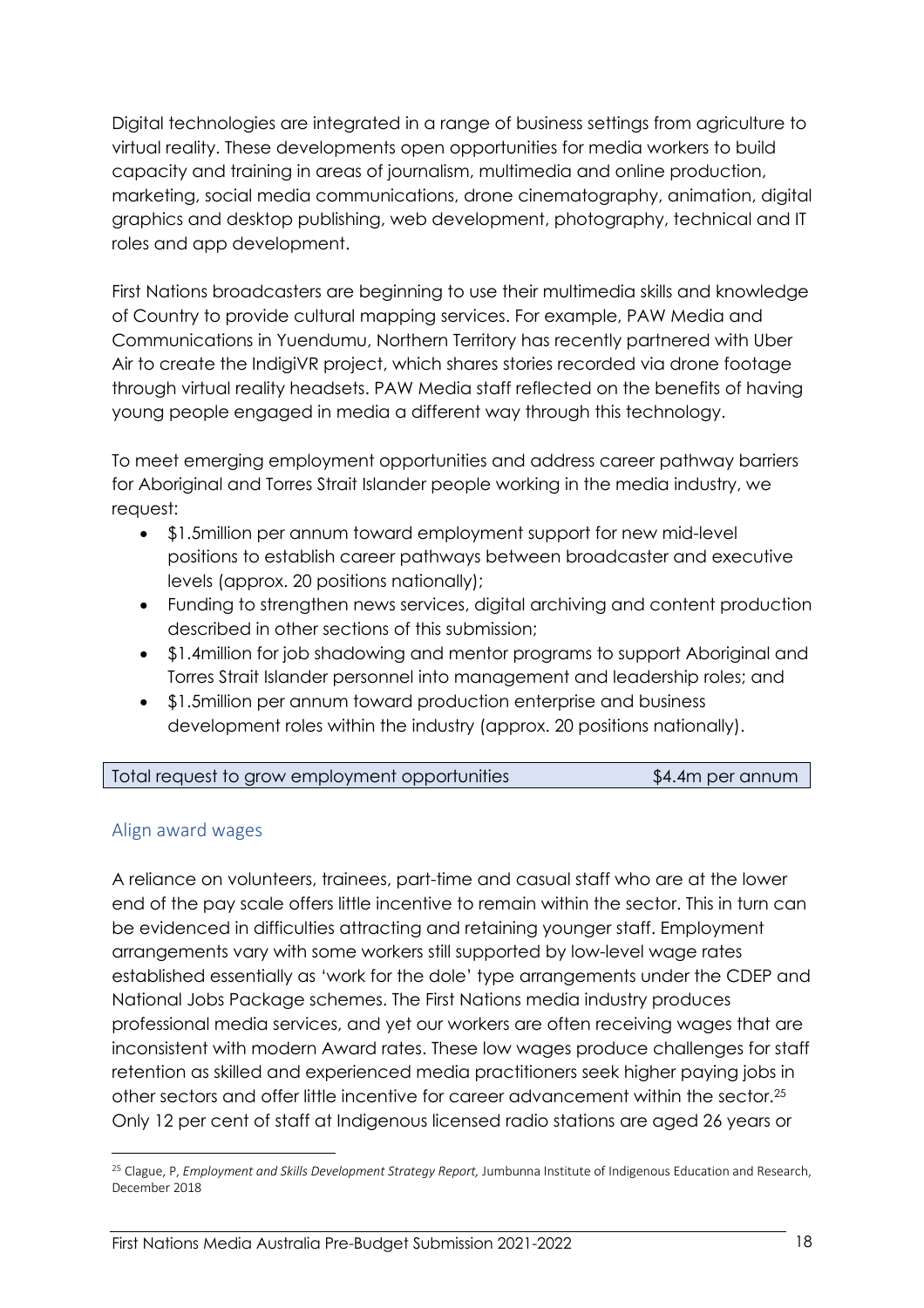Digital technologies are integrated in a range of business settings from agriculture to virtual reality. These developments open opportunities for media workers to build capacity and training in areas of journalism, multimedia and online production, marketing, social media communications, drone cinematography, animation, digital graphics and desktop publishing, web development, photography, technical and IT roles and app development.

First Nations broadcasters are beginning to use their multimedia skills and knowledge of Country to provide cultural mapping services. For example, PAW Media and Communications in Yuendumu, Northern Territory has recently partnered with Uber Air to create the IndigiVR project, which shares stories recorded via drone footage through virtual reality headsets. PAW Media staff reflected on the benefits of having young people engaged in media a different way through this technology.

To meet emerging employment opportunities and address career pathway barriers for Aboriginal and Torres Strait Islander people working in the media industry, we request:

- $1.5million per annum toward employment support for new mid-level positions to establish career pathways between broadcaster and executive levels (approx. 20 positions nationally);
- Funding to strengthen news services, digital archiving and content production described in other sections of this submission;
- $1.4million for job shadowing and mentor programs to support Aboriginal and Torres Strait Islander personnel into management and leadership roles; and
- $1.5million per annum toward production enterprise and business development roles within the industry (approx. 20 positions nationally).

| | |
|---|---|
| Total request to grow employment opportunities | $4.4m per annum |

## Align award wages

A reliance on volunteers, trainees, part-time and casual staff who are at the lower end of the pay scale offers little incentive to remain within the sector. This in turn can be evidenced in difficulties attracting and retaining younger staff. Employment arrangements vary with some workers still supported by low-level wage rates established essentially as 'work for the dole' type arrangements under the CDEP and National Jobs Package schemes. The First Nations media industry produces professional media services, and yet our workers are often receiving wages that are inconsistent with modern Award rates. These low wages produce challenges for staff retention as skilled and experienced media practitioners seek higher paying jobs in other sectors and offer little incentive for career advancement within the sector.[25] Only 12 per cent of staff at Indigenous licensed radio stations are aged 26 years or

[25] Clague, P, *Employment and Skills Development Strategy Report,* Jumbunna Institute of Indigenous Education and Research, December 2018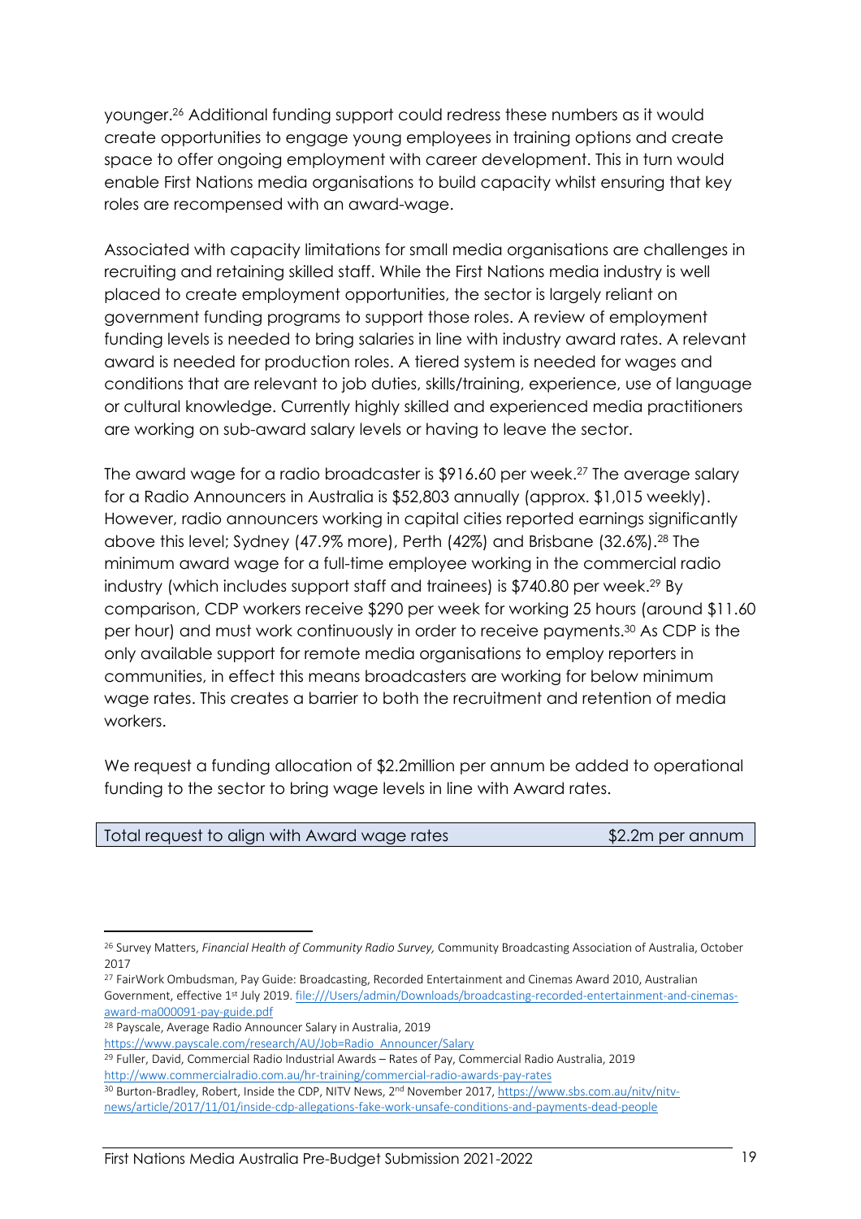younger.[26] Additional funding support could redress these numbers as it would create opportunities to engage young employees in training options and create space to offer ongoing employment with career development. This in turn would enable First Nations media organisations to build capacity whilst ensuring that key roles are recompensed with an award-wage.

Associated with capacity limitations for small media organisations are challenges in recruiting and retaining skilled staff. While the First Nations media industry is well placed to create employment opportunities, the sector is largely reliant on government funding programs to support those roles. A review of employment funding levels is needed to bring salaries in line with industry award rates. A relevant award is needed for production roles. A tiered system is needed for wages and conditions that are relevant to job duties, skills/training, experience, use of language or cultural knowledge. Currently highly skilled and experienced media practitioners are working on sub-award salary levels or having to leave the sector.

The award wage for a radio broadcaster is $916.60 per week.[27] The average salary for a Radio Announcers in Australia is $52,803 annually (approx. $1,015 weekly). However, radio announcers working in capital cities reported earnings significantly above this level; Sydney (47.9% more), Perth (42%) and Brisbane (32.6%).[28] The minimum award wage for a full-time employee working in the commercial radio industry (which includes support staff and trainees) is $740.80 per week.[29] By comparison, CDP workers receive $290 per week for working 25 hours (around $11.60 per hour) and must work continuously in order to receive payments.[30] As CDP is the only available support for remote media organisations to employ reporters in communities, in effect this means broadcasters are working for below minimum wage rates. This creates a barrier to both the recruitment and retention of media workers.

We request a funding allocation of $2.2million per annum be added to operational funding to the sector to bring wage levels in line with Award rates.

| | |
|---|---|
| Total request to align with Award wage rates | $2.2m per annum |

---

[26] Survey Matters, *Financial Health of Community Radio Survey,* Community Broadcasting Association of Australia, October 2017

[27] FairWork Ombudsman, Pay Guide: Broadcasting, Recorded Entertainment and Cinemas Award 2010, Australian Government, effective 1st July 2019. file:///Users/admin/Downloads/broadcasting-recorded-entertainment-and-cinemas-award-ma000091-pay-guide.pdf

[28] Payscale, Average Radio Announcer Salary in Australia, 2019 https://www.payscale.com/research/AU/Job=Radio_Announcer/Salary

[29] Fuller, David, Commercial Radio Industrial Awards – Rates of Pay, Commercial Radio Australia, 2019 http://www.commercialradio.com.au/hr-training/commercial-radio-awards-pay-rates

[30] Burton-Bradley, Robert, Inside the CDP, NITV News, 2nd November 2017, https://www.sbs.com.au/nitv/nitv-news/article/2017/11/01/inside-cdp-allegations-fake-work-unsafe-conditions-and-payments-dead-people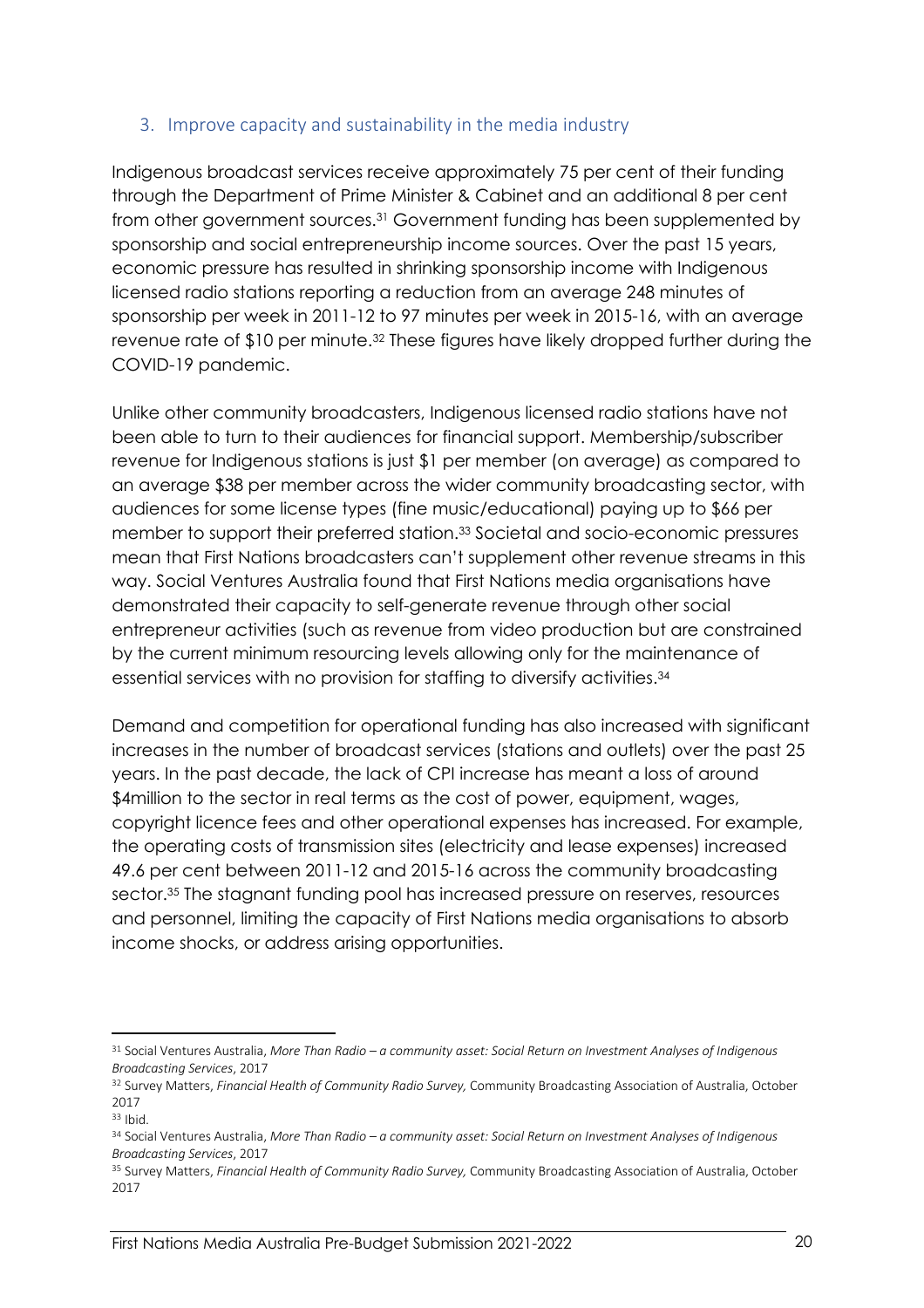## 3. Improve capacity and sustainability in the media industry

Indigenous broadcast services receive approximately 75 per cent of their funding through the Department of Prime Minister & Cabinet and an additional 8 per cent from other government sources.[31] Government funding has been supplemented by sponsorship and social entrepreneurship income sources. Over the past 15 years, economic pressure has resulted in shrinking sponsorship income with Indigenous licensed radio stations reporting a reduction from an average 248 minutes of sponsorship per week in 2011-12 to 97 minutes per week in 2015-16, with an average revenue rate of $10 per minute.[32] These figures have likely dropped further during the COVID-19 pandemic.

Unlike other community broadcasters, Indigenous licensed radio stations have not been able to turn to their audiences for financial support. Membership/subscriber revenue for Indigenous stations is just $1 per member (on average) as compared to an average $38 per member across the wider community broadcasting sector, with audiences for some license types (fine music/educational) paying up to $66 per member to support their preferred station.[33] Societal and socio-economic pressures mean that First Nations broadcasters can't supplement other revenue streams in this way. Social Ventures Australia found that First Nations media organisations have demonstrated their capacity to self-generate revenue through other social entrepreneur activities (such as revenue from video production but are constrained by the current minimum resourcing levels allowing only for the maintenance of essential services with no provision for staffing to diversify activities.[34]

Demand and competition for operational funding has also increased with significant increases in the number of broadcast services (stations and outlets) over the past 25 years. In the past decade, the lack of CPI increase has meant a loss of around $4million to the sector in real terms as the cost of power, equipment, wages, copyright licence fees and other operational expenses has increased. For example, the operating costs of transmission sites (electricity and lease expenses) increased 49.6 per cent between 2011-12 and 2015-16 across the community broadcasting sector.[35] The stagnant funding pool has increased pressure on reserves, resources and personnel, limiting the capacity of First Nations media organisations to absorb income shocks, or address arising opportunities.

---

[31] Social Ventures Australia, *More Than Radio – a community asset: Social Return on Investment Analyses of Indigenous Broadcasting Services*, 2017

[32] Survey Matters, *Financial Health of Community Radio Survey,* Community Broadcasting Association of Australia, October 2017

[33] Ibid.

[34] Social Ventures Australia, *More Than Radio – a community asset: Social Return on Investment Analyses of Indigenous Broadcasting Services*, 2017

[35] Survey Matters, *Financial Health of Community Radio Survey,* Community Broadcasting Association of Australia, October 2017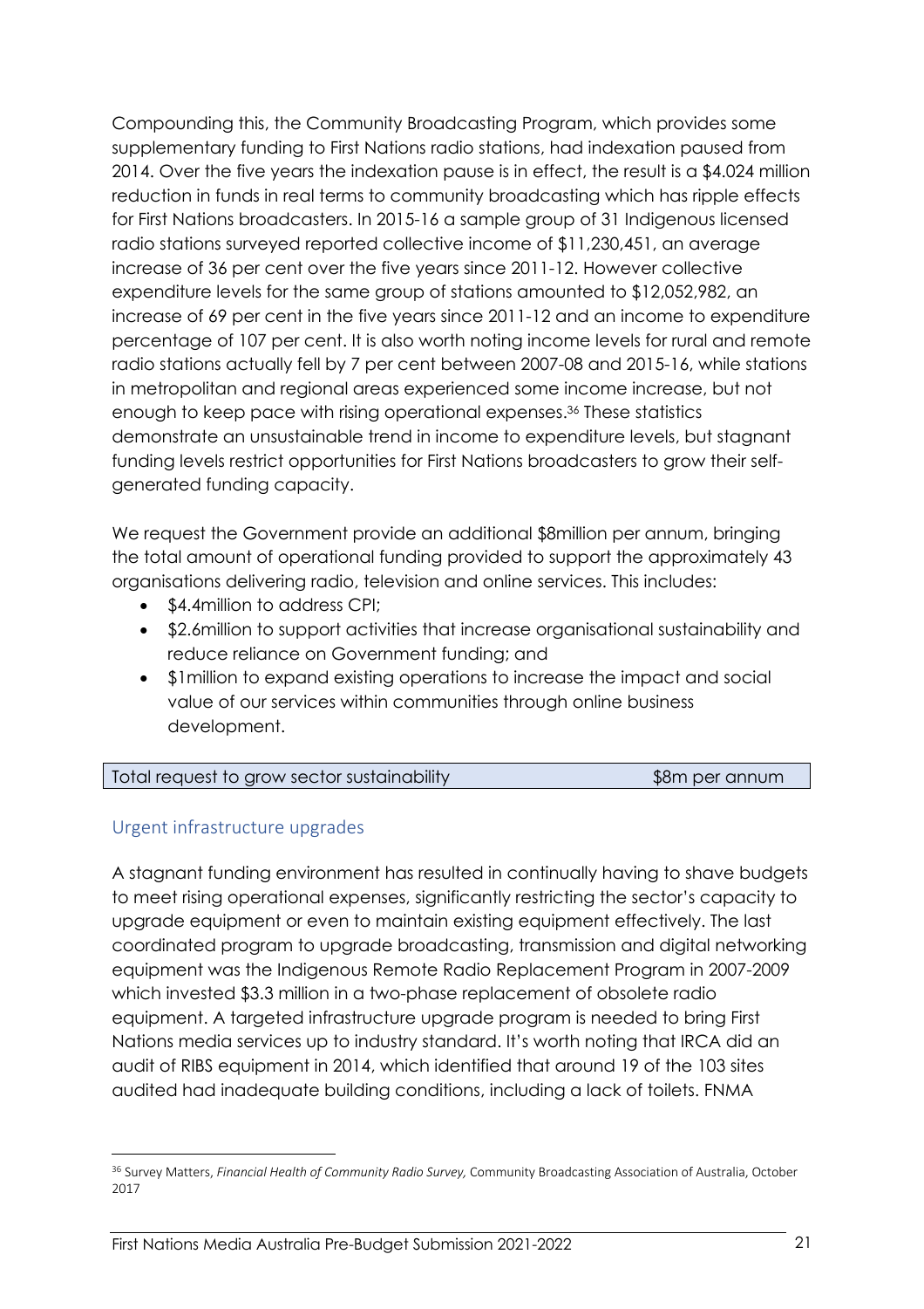Compounding this, the Community Broadcasting Program, which provides some supplementary funding to First Nations radio stations, had indexation paused from 2014. Over the five years the indexation pause is in effect, the result is a $4.024 million reduction in funds in real terms to community broadcasting which has ripple effects for First Nations broadcasters. In 2015-16 a sample group of 31 Indigenous licensed radio stations surveyed reported collective income of $11,230,451, an average increase of 36 per cent over the five years since 2011-12. However collective expenditure levels for the same group of stations amounted to $12,052,982, an increase of 69 per cent in the five years since 2011-12 and an income to expenditure percentage of 107 per cent. It is also worth noting income levels for rural and remote radio stations actually fell by 7 per cent between 2007-08 and 2015-16, while stations in metropolitan and regional areas experienced some income increase, but not enough to keep pace with rising operational expenses.[36] These statistics demonstrate an unsustainable trend in income to expenditure levels, but stagnant funding levels restrict opportunities for First Nations broadcasters to grow their self-generated funding capacity.

We request the Government provide an additional $8million per annum, bringing the total amount of operational funding provided to support the approximately 43 organisations delivering radio, television and online services. This includes:

- $4.4million to address CPI;
- $2.6million to support activities that increase organisational sustainability and reduce reliance on Government funding; and
- $1million to expand existing operations to increase the impact and social value of our services within communities through online business development.

| | |
|---|---|
| Total request to grow sector sustainability | $8m per annum |

## Urgent infrastructure upgrades

A stagnant funding environment has resulted in continually having to shave budgets to meet rising operational expenses, significantly restricting the sector's capacity to upgrade equipment or even to maintain existing equipment effectively. The last coordinated program to upgrade broadcasting, transmission and digital networking equipment was the Indigenous Remote Radio Replacement Program in 2007-2009 which invested $3.3 million in a two-phase replacement of obsolete radio equipment. A targeted infrastructure upgrade program is needed to bring First Nations media services up to industry standard. It's worth noting that IRCA did an audit of RIBS equipment in 2014, which identified that around 19 of the 103 sites audited had inadequate building conditions, including a lack of toilets. FNMA

[36] Survey Matters, *Financial Health of Community Radio Survey,* Community Broadcasting Association of Australia, October 2017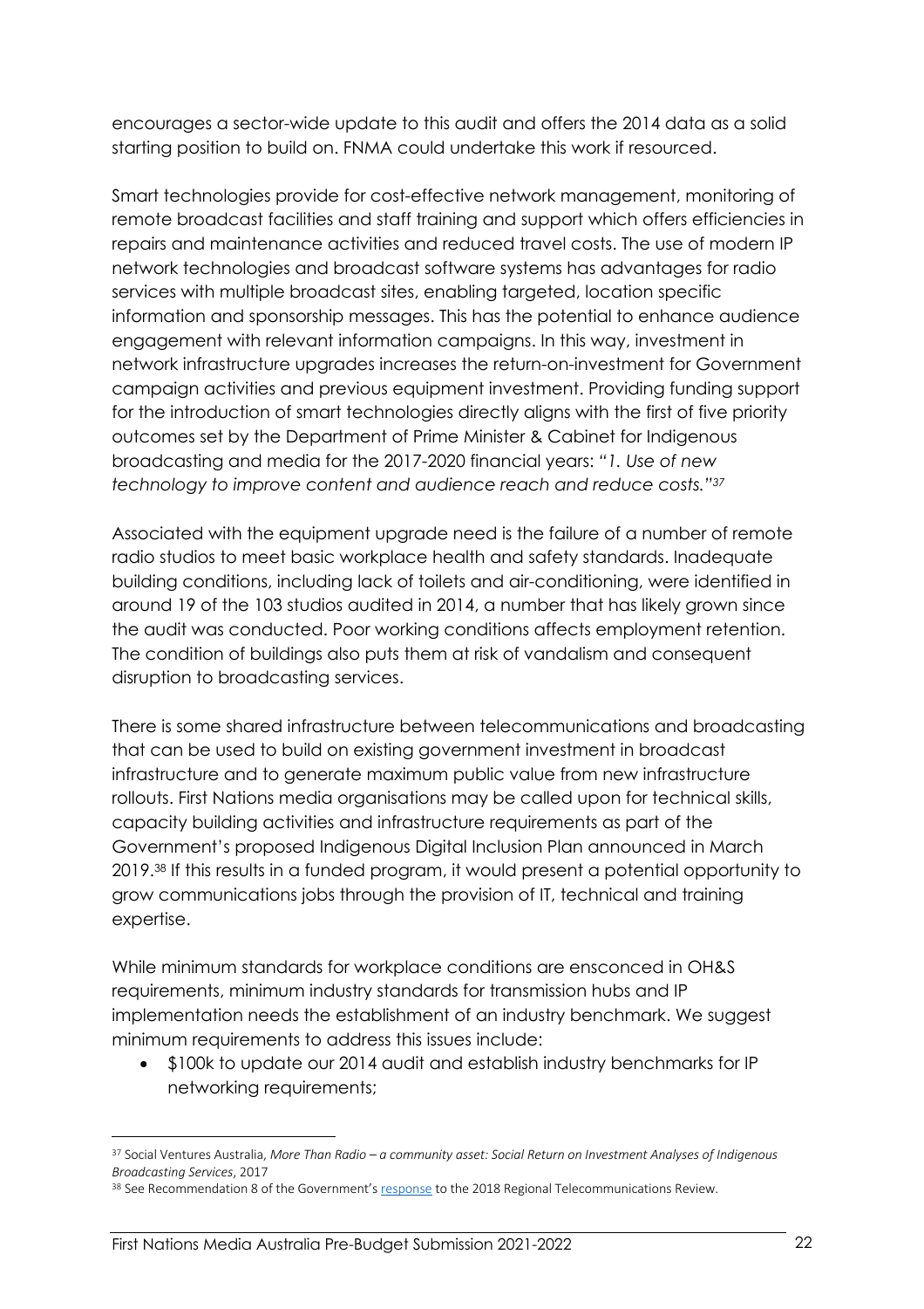encourages a sector-wide update to this audit and offers the 2014 data as a solid starting position to build on. FNMA could undertake this work if resourced.

Smart technologies provide for cost-effective network management, monitoring of remote broadcast facilities and staff training and support which offers efficiencies in repairs and maintenance activities and reduced travel costs. The use of modern IP network technologies and broadcast software systems has advantages for radio services with multiple broadcast sites, enabling targeted, location specific information and sponsorship messages. This has the potential to enhance audience engagement with relevant information campaigns. In this way, investment in network infrastructure upgrades increases the return-on-investment for Government campaign activities and previous equipment investment. Providing funding support for the introduction of smart technologies directly aligns with the first of five priority outcomes set by the Department of Prime Minister & Cabinet for Indigenous broadcasting and media for the 2017-2020 financial years: *"1. Use of new technology to improve content and audience reach and reduce costs."*[37]

Associated with the equipment upgrade need is the failure of a number of remote radio studios to meet basic workplace health and safety standards. Inadequate building conditions, including lack of toilets and air-conditioning, were identified in around 19 of the 103 studios audited in 2014, a number that has likely grown since the audit was conducted. Poor working conditions affects employment retention. The condition of buildings also puts them at risk of vandalism and consequent disruption to broadcasting services.

There is some shared infrastructure between telecommunications and broadcasting that can be used to build on existing government investment in broadcast infrastructure and to generate maximum public value from new infrastructure rollouts. First Nations media organisations may be called upon for technical skills, capacity building activities and infrastructure requirements as part of the Government's proposed Indigenous Digital Inclusion Plan announced in March 2019.[38] If this results in a funded program, it would present a potential opportunity to grow communications jobs through the provision of IT, technical and training expertise.

While minimum standards for workplace conditions are ensconced in OH&S requirements, minimum industry standards for transmission hubs and IP implementation needs the establishment of an industry benchmark. We suggest minimum requirements to address this issues include:

- $100k to update our 2014 audit and establish industry benchmarks for IP networking requirements;

---

[37] Social Ventures Australia, *More Than Radio – a community asset: Social Return on Investment Analyses of Indigenous Broadcasting Services*, 2017

[38] See Recommendation 8 of the Government's response to the 2018 Regional Telecommunications Review.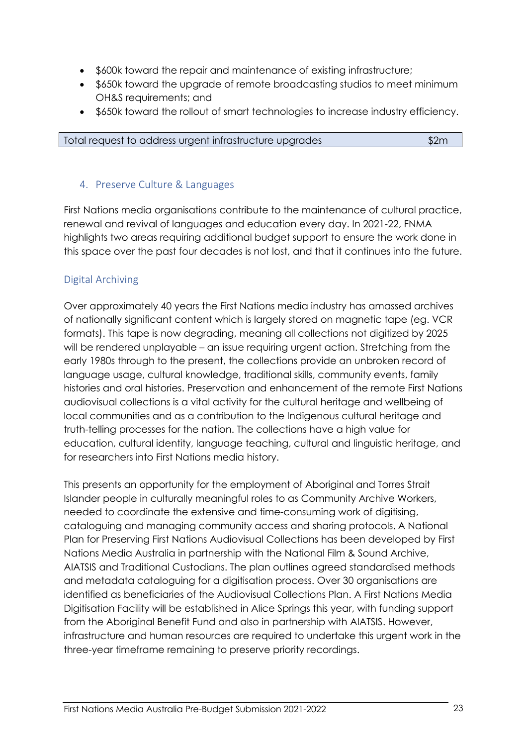- $600k toward the repair and maintenance of existing infrastructure;
- $650k toward the upgrade of remote broadcasting studios to meet minimum OH&S requirements; and
- $650k toward the rollout of smart technologies to increase industry efficiency.

| | |
|---|---|
| Total request to address urgent infrastructure upgrades | $2m |

## 4. Preserve Culture & Languages

First Nations media organisations contribute to the maintenance of cultural practice, renewal and revival of languages and education every day. In 2021-22, FNMA highlights two areas requiring additional budget support to ensure the work done in this space over the past four decades is not lost, and that it continues into the future.

### Digital Archiving

Over approximately 40 years the First Nations media industry has amassed archives of nationally significant content which is largely stored on magnetic tape (eg. VCR formats). This tape is now degrading, meaning all collections not digitized by 2025 will be rendered unplayable – an issue requiring urgent action. Stretching from the early 1980s through to the present, the collections provide an unbroken record of language usage, cultural knowledge, traditional skills, community events, family histories and oral histories. Preservation and enhancement of the remote First Nations audiovisual collections is a vital activity for the cultural heritage and wellbeing of local communities and as a contribution to the Indigenous cultural heritage and truth-telling processes for the nation. The collections have a high value for education, cultural identity, language teaching, cultural and linguistic heritage, and for researchers into First Nations media history.

This presents an opportunity for the employment of Aboriginal and Torres Strait Islander people in culturally meaningful roles to as Community Archive Workers, needed to coordinate the extensive and time-consuming work of digitising, cataloguing and managing community access and sharing protocols. A National Plan for Preserving First Nations Audiovisual Collections has been developed by First Nations Media Australia in partnership with the National Film & Sound Archive, AIATSIS and Traditional Custodians. The plan outlines agreed standardised methods and metadata cataloguing for a digitisation process. Over 30 organisations are identified as beneficiaries of the Audiovisual Collections Plan. A First Nations Media Digitisation Facility will be established in Alice Springs this year, with funding support from the Aboriginal Benefit Fund and also in partnership with AIATSIS. However, infrastructure and human resources are required to undertake this urgent work in the three-year timeframe remaining to preserve priority recordings.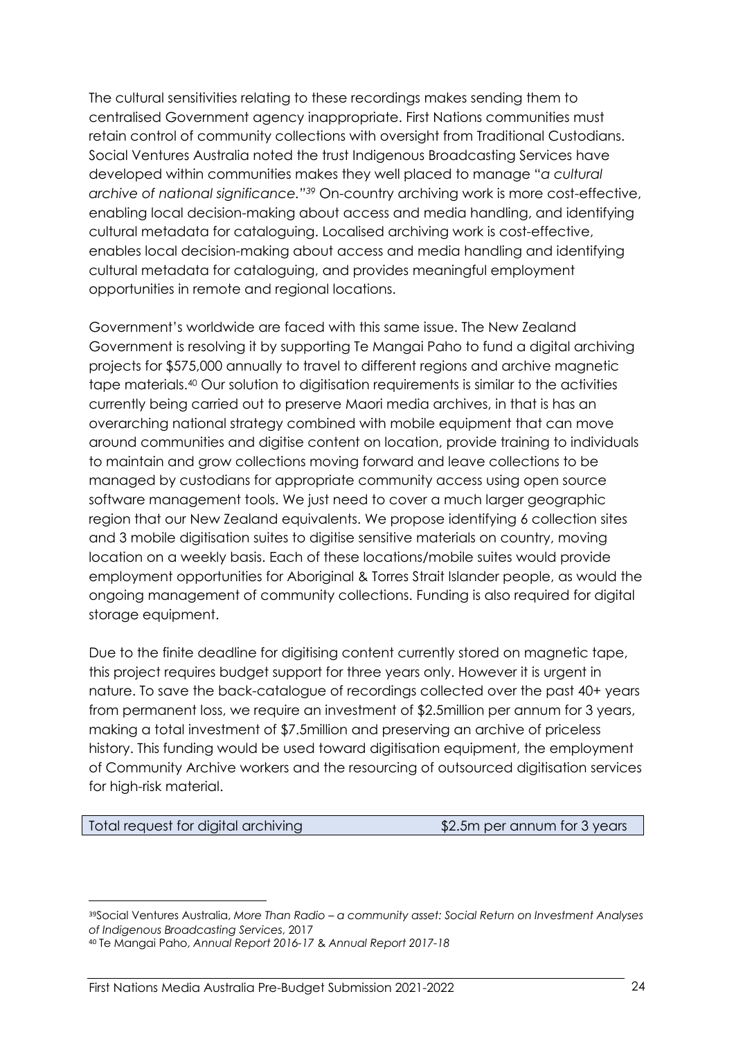The cultural sensitivities relating to these recordings makes sending them to centralised Government agency inappropriate. First Nations communities must retain control of community collections with oversight from Traditional Custodians. Social Ventures Australia noted the trust Indigenous Broadcasting Services have developed within communities makes they well placed to manage "*a cultural archive of national significance."*[39] On-country archiving work is more cost-effective, enabling local decision-making about access and media handling, and identifying cultural metadata for cataloguing. Localised archiving work is cost-effective, enables local decision-making about access and media handling and identifying cultural metadata for cataloguing, and provides meaningful employment opportunities in remote and regional locations.

Government's worldwide are faced with this same issue. The New Zealand Government is resolving it by supporting Te Mangai Paho to fund a digital archiving projects for $575,000 annually to travel to different regions and archive magnetic tape materials.[40] Our solution to digitisation requirements is similar to the activities currently being carried out to preserve Maori media archives, in that is has an overarching national strategy combined with mobile equipment that can move around communities and digitise content on location, provide training to individuals to maintain and grow collections moving forward and leave collections to be managed by custodians for appropriate community access using open source software management tools. We just need to cover a much larger geographic region that our New Zealand equivalents. We propose identifying 6 collection sites and 3 mobile digitisation suites to digitise sensitive materials on country, moving location on a weekly basis. Each of these locations/mobile suites would provide employment opportunities for Aboriginal & Torres Strait Islander people, as would the ongoing management of community collections. Funding is also required for digital storage equipment.

Due to the finite deadline for digitising content currently stored on magnetic tape, this project requires budget support for three years only. However it is urgent in nature. To save the back-catalogue of recordings collected over the past 40+ years from permanent loss, we require an investment of $2.5million per annum for 3 years, making a total investment of $7.5million and preserving an archive of priceless history. This funding would be used toward digitisation equipment, the employment of Community Archive workers and the resourcing of outsourced digitisation services for high-risk material.

| | |
|---|---|
| Total request for digital archiving | $2.5m per annum for 3 years |

[39]Social Ventures Australia, *More Than Radio – a community asset: Social Return on Investment Analyses of Indigenous Broadcasting Services*, 2017

[40] Te Mangai Paho, *Annual Report 2016-17* & *Annual Report 2017-18*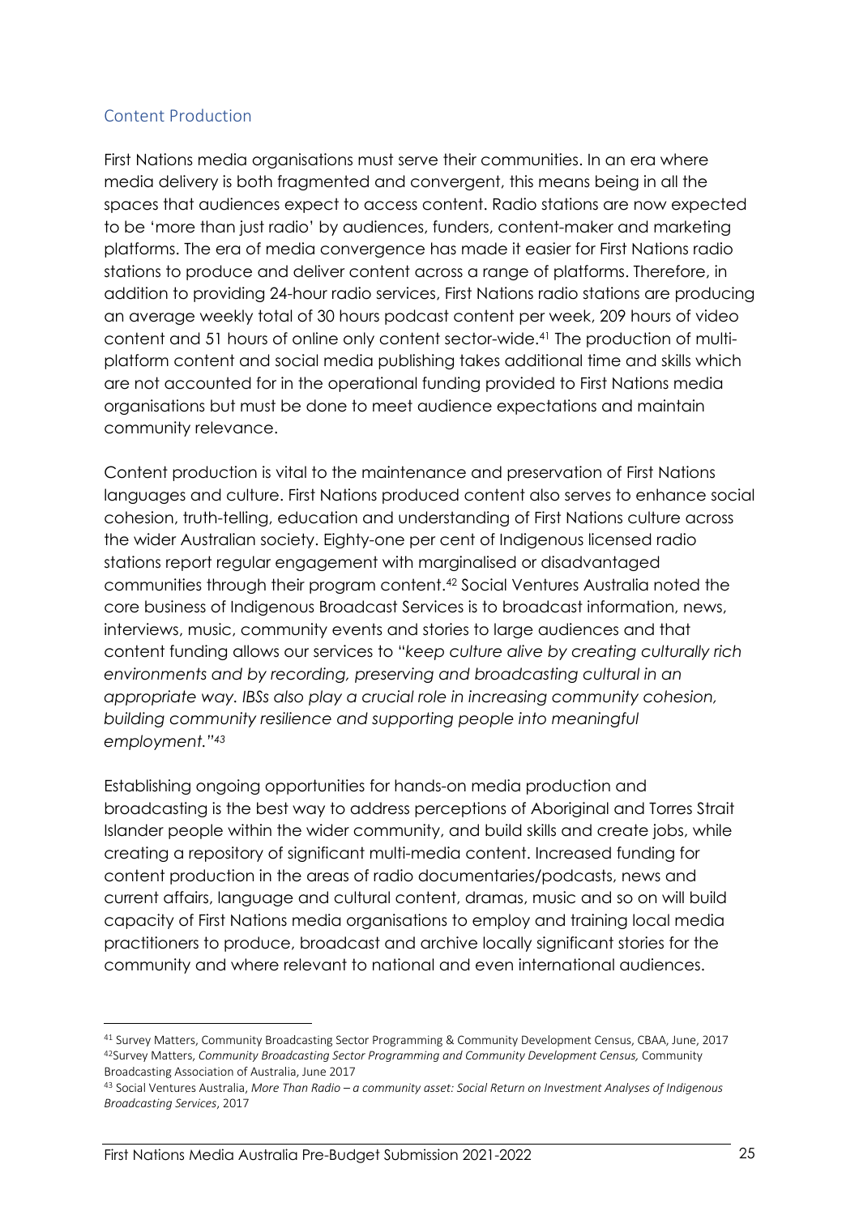## Content Production

First Nations media organisations must serve their communities. In an era where media delivery is both fragmented and convergent, this means being in all the spaces that audiences expect to access content. Radio stations are now expected to be 'more than just radio' by audiences, funders, content-maker and marketing platforms. The era of media convergence has made it easier for First Nations radio stations to produce and deliver content across a range of platforms. Therefore, in addition to providing 24-hour radio services, First Nations radio stations are producing an average weekly total of 30 hours podcast content per week, 209 hours of video content and 51 hours of online only content sector-wide.[41] The production of multi-platform content and social media publishing takes additional time and skills which are not accounted for in the operational funding provided to First Nations media organisations but must be done to meet audience expectations and maintain community relevance.

Content production is vital to the maintenance and preservation of First Nations languages and culture. First Nations produced content also serves to enhance social cohesion, truth-telling, education and understanding of First Nations culture across the wider Australian society. Eighty-one per cent of Indigenous licensed radio stations report regular engagement with marginalised or disadvantaged communities through their program content.[42] Social Ventures Australia noted the core business of Indigenous Broadcast Services is to broadcast information, news, interviews, music, community events and stories to large audiences and that content funding allows our services to "*keep culture alive by creating culturally rich environments and by recording, preserving and broadcasting cultural in an appropriate way. IBSs also play a crucial role in increasing community cohesion, building community resilience and supporting people into meaningful employment."[43]*

Establishing ongoing opportunities for hands-on media production and broadcasting is the best way to address perceptions of Aboriginal and Torres Strait Islander people within the wider community, and build skills and create jobs, while creating a repository of significant multi-media content. Increased funding for content production in the areas of radio documentaries/podcasts, news and current affairs, language and cultural content, dramas, music and so on will build capacity of First Nations media organisations to employ and training local media practitioners to produce, broadcast and archive locally significant stories for the community and where relevant to national and even international audiences.

---

[41] Survey Matters, Community Broadcasting Sector Programming & Community Development Census, CBAA, June, 2017

[42] Survey Matters, *Community Broadcasting Sector Programming and Community Development Census,* Community Broadcasting Association of Australia, June 2017

[43] Social Ventures Australia, *More Than Radio – a community asset: Social Return on Investment Analyses of Indigenous Broadcasting Services*, 2017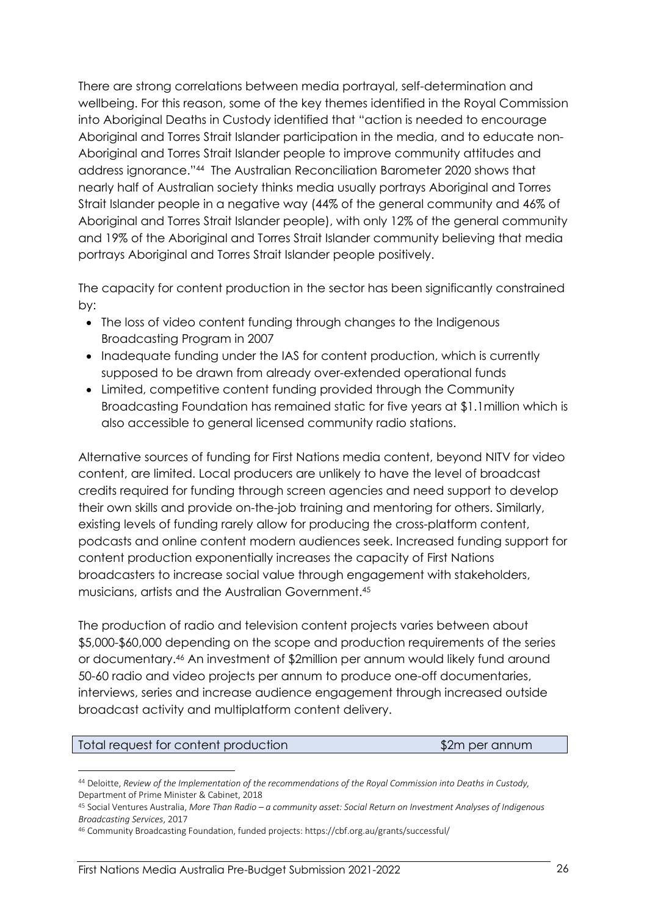There are strong correlations between media portrayal, self-determination and wellbeing. For this reason, some of the key themes identified in the Royal Commission into Aboriginal Deaths in Custody identified that "action is needed to encourage Aboriginal and Torres Strait Islander participation in the media, and to educate non-Aboriginal and Torres Strait Islander people to improve community attitudes and address ignorance."[44] The Australian Reconciliation Barometer 2020 shows that nearly half of Australian society thinks media usually portrays Aboriginal and Torres Strait Islander people in a negative way (44% of the general community and 46% of Aboriginal and Torres Strait Islander people), with only 12% of the general community and 19% of the Aboriginal and Torres Strait Islander community believing that media portrays Aboriginal and Torres Strait Islander people positively.

The capacity for content production in the sector has been significantly constrained by:

- The loss of video content funding through changes to the Indigenous Broadcasting Program in 2007
- Inadequate funding under the IAS for content production, which is currently supposed to be drawn from already over-extended operational funds
- Limited, competitive content funding provided through the Community Broadcasting Foundation has remained static for five years at $1.1million which is also accessible to general licensed community radio stations.

Alternative sources of funding for First Nations media content, beyond NITV for video content, are limited. Local producers are unlikely to have the level of broadcast credits required for funding through screen agencies and need support to develop their own skills and provide on-the-job training and mentoring for others. Similarly, existing levels of funding rarely allow for producing the cross-platform content, podcasts and online content modern audiences seek. Increased funding support for content production exponentially increases the capacity of First Nations broadcasters to increase social value through engagement with stakeholders, musicians, artists and the Australian Government.[45]

The production of radio and television content projects varies between about $5,000-$60,000 depending on the scope and production requirements of the series or documentary.[46] An investment of $2million per annum would likely fund around 50-60 radio and video projects per annum to produce one-off documentaries, interviews, series and increase audience engagement through increased outside broadcast activity and multiplatform content delivery.

| | |
|---|---|
| Total request for content production | $2m per annum |

---

[44] Deloitte, *Review of the Implementation of the recommendations of the Royal Commission into Deaths in Custody,* Department of Prime Minister & Cabinet, 2018

[45] Social Ventures Australia, *More Than Radio – a community asset: Social Return on Investment Analyses of Indigenous Broadcasting Services*, 2017

[46] Community Broadcasting Foundation, funded projects: https://cbf.org.au/grants/successful/